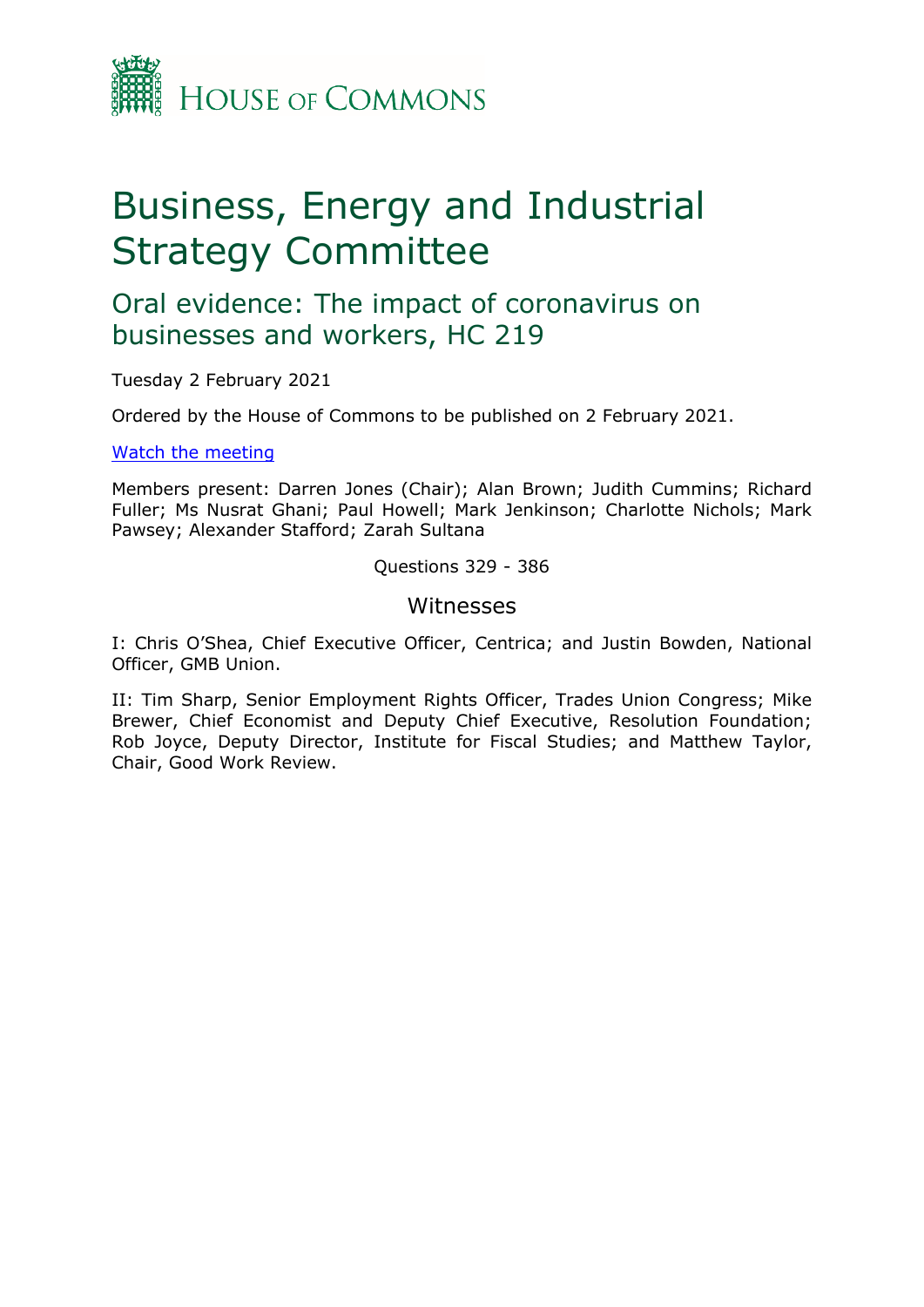HOUSE OF COMMONS

# Business, Energy and Industrial Strategy Committee

## Oral evidence: The impact of coronavirus on businesses and workers, HC 219

Tuesday 2 February 2021

Ordered by the House of Commons to be published on 2 February 2021.

[Watch the meeting](#)

Members present: Darren Jones (Chair); Alan Brown; Judith Cummins; Richard Fuller; Ms Nusrat Ghani; Paul Howell; Mark Jenkinson; Charlotte Nichols; Mark Pawsey; Alexander Stafford; Zarah Sultana

Questions 329 - 386

### Witnesses

I: Chris O'Shea, Chief Executive Officer, Centrica; and Justin Bowden, National Officer, GMB Union.

II: Tim Sharp, Senior Employment Rights Officer, Trades Union Congress; Mike Brewer, Chief Economist and Deputy Chief Executive, Resolution Foundation; Rob Joyce, Deputy Director, Institute for Fiscal Studies; and Matthew Taylor, Chair, Good Work Review.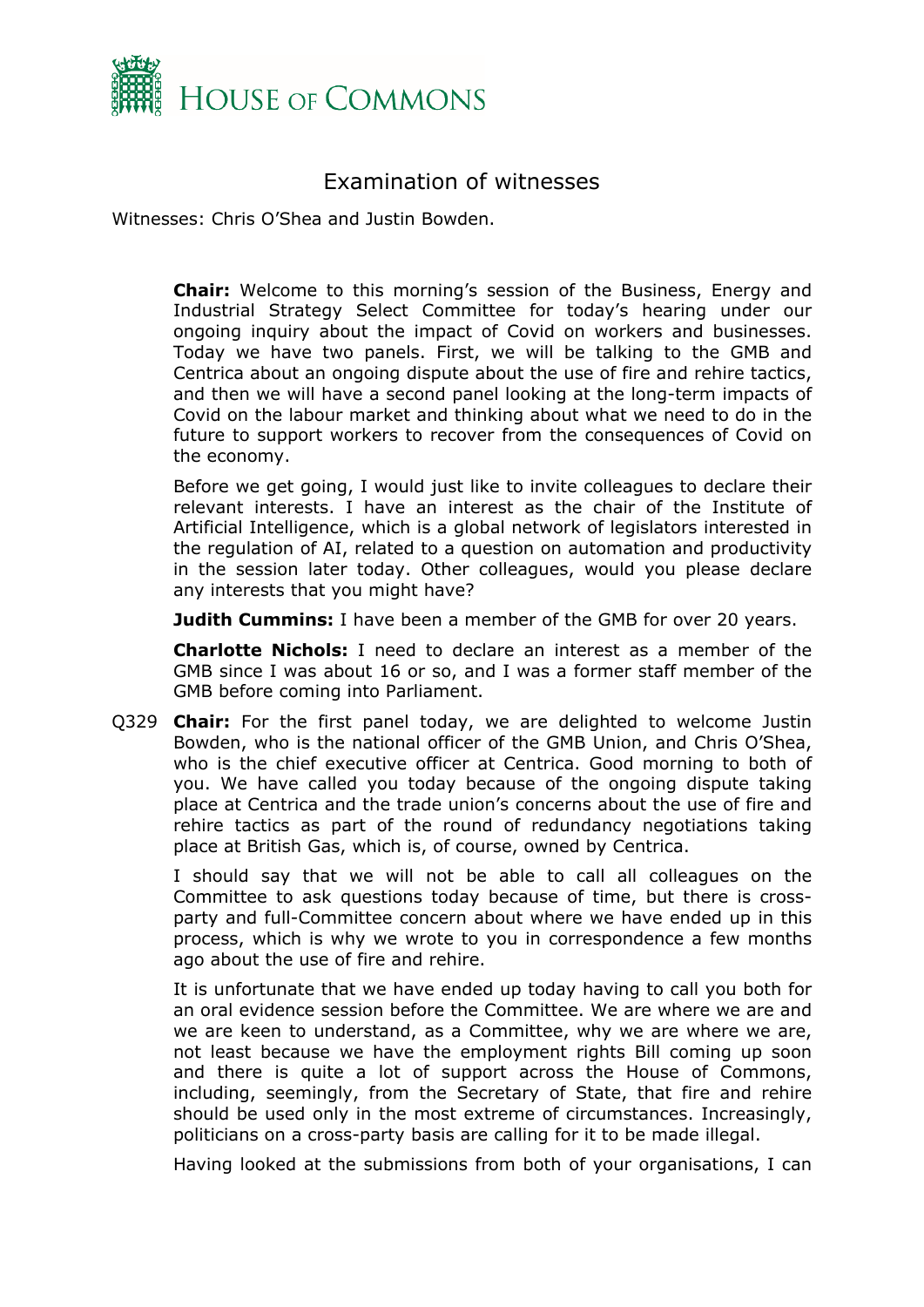# Examination of witnesses

Witnesses: Chris O'Shea and Justin Bowden.

**Chair:** Welcome to this morning's session of the Business, Energy and Industrial Strategy Select Committee for today's hearing under our ongoing inquiry about the impact of Covid on workers and businesses. Today we have two panels. First, we will be talking to the GMB and Centrica about an ongoing dispute about the use of fire and rehire tactics, and then we will have a second panel looking at the long-term impacts of Covid on the labour market and thinking about what we need to do in the future to support workers to recover from the consequences of Covid on the economy.

Before we get going, I would just like to invite colleagues to declare their relevant interests. I have an interest as the chair of the Institute of Artificial Intelligence, which is a global network of legislators interested in the regulation of AI, related to a question on automation and productivity in the session later today. Other colleagues, would you please declare any interests that you might have?

**Judith Cummins:** I have been a member of the GMB for over 20 years.

**Charlotte Nichols:** I need to declare an interest as a member of the GMB since I was about 16 or so, and I was a former staff member of the GMB before coming into Parliament.

Q329 **Chair:** For the first panel today, we are delighted to welcome Justin Bowden, who is the national officer of the GMB Union, and Chris O'Shea, who is the chief executive officer at Centrica. Good morning to both of you. We have called you today because of the ongoing dispute taking place at Centrica and the trade union's concerns about the use of fire and rehire tactics as part of the round of redundancy negotiations taking place at British Gas, which is, of course, owned by Centrica.

I should say that we will not be able to call all colleagues on the Committee to ask questions today because of time, but there is cross-party and full-Committee concern about where we have ended up in this process, which is why we wrote to you in correspondence a few months ago about the use of fire and rehire.

It is unfortunate that we have ended up today having to call you both for an oral evidence session before the Committee. We are where we are and we are keen to understand, as a Committee, why we are where we are, not least because we have the employment rights Bill coming up soon and there is quite a lot of support across the House of Commons, including, seemingly, from the Secretary of State, that fire and rehire should be used only in the most extreme of circumstances. Increasingly, politicians on a cross-party basis are calling for it to be made illegal.

Having looked at the submissions from both of your organisations, I can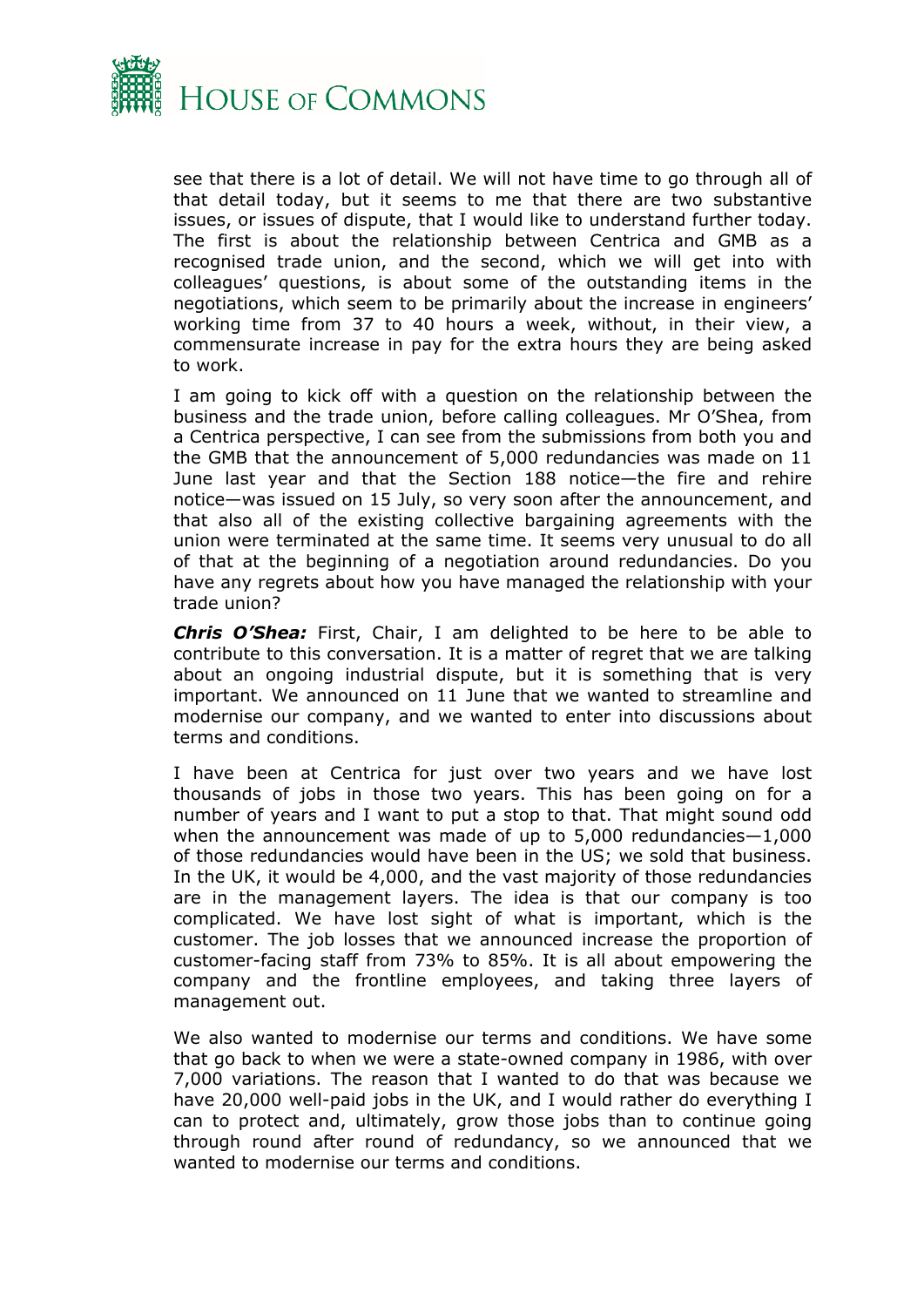see that there is a lot of detail. We will not have time to go through all of that detail today, but it seems to me that there are two substantive issues, or issues of dispute, that I would like to understand further today. The first is about the relationship between Centrica and GMB as a recognised trade union, and the second, which we will get into with colleagues' questions, is about some of the outstanding items in the negotiations, which seem to be primarily about the increase in engineers' working time from 37 to 40 hours a week, without, in their view, a commensurate increase in pay for the extra hours they are being asked to work.

I am going to kick off with a question on the relationship between the business and the trade union, before calling colleagues. Mr O'Shea, from a Centrica perspective, I can see from the submissions from both you and the GMB that the announcement of 5,000 redundancies was made on 11 June last year and that the Section 188 notice—the fire and rehire notice—was issued on 15 July, so very soon after the announcement, and that also all of the existing collective bargaining agreements with the union were terminated at the same time. It seems very unusual to do all of that at the beginning of a negotiation around redundancies. Do you have any regrets about how you have managed the relationship with your trade union?

***Chris O'Shea:*** First, Chair, I am delighted to be here to be able to contribute to this conversation. It is a matter of regret that we are talking about an ongoing industrial dispute, but it is something that is very important. We announced on 11 June that we wanted to streamline and modernise our company, and we wanted to enter into discussions about terms and conditions.

I have been at Centrica for just over two years and we have lost thousands of jobs in those two years. This has been going on for a number of years and I want to put a stop to that. That might sound odd when the announcement was made of up to 5,000 redundancies—1,000 of those redundancies would have been in the US; we sold that business. In the UK, it would be 4,000, and the vast majority of those redundancies are in the management layers. The idea is that our company is too complicated. We have lost sight of what is important, which is the customer. The job losses that we announced increase the proportion of customer-facing staff from 73% to 85%. It is all about empowering the company and the frontline employees, and taking three layers of management out.

We also wanted to modernise our terms and conditions. We have some that go back to when we were a state-owned company in 1986, with over 7,000 variations. The reason that I wanted to do that was because we have 20,000 well-paid jobs in the UK, and I would rather do everything I can to protect and, ultimately, grow those jobs than to continue going through round after round of redundancy, so we announced that we wanted to modernise our terms and conditions.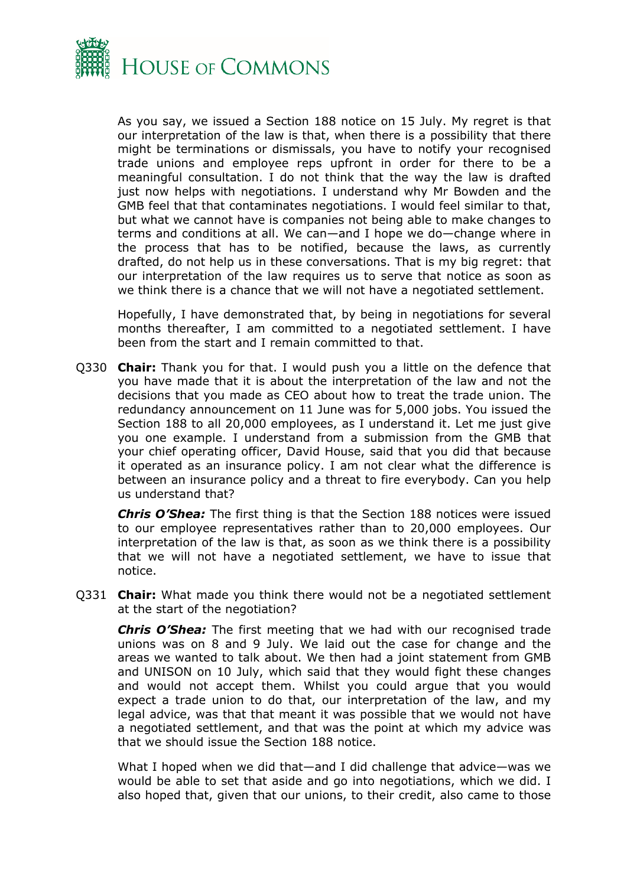As you say, we issued a Section 188 notice on 15 July. My regret is that our interpretation of the law is that, when there is a possibility that there might be terminations or dismissals, you have to notify your recognised trade unions and employee reps upfront in order for there to be a meaningful consultation. I do not think that the way the law is drafted just now helps with negotiations. I understand why Mr Bowden and the GMB feel that that contaminates negotiations. I would feel similar to that, but what we cannot have is companies not being able to make changes to terms and conditions at all. We can—and I hope we do—change where in the process that has to be notified, because the laws, as currently drafted, do not help us in these conversations. That is my big regret: that our interpretation of the law requires us to serve that notice as soon as we think there is a chance that we will not have a negotiated settlement.

Hopefully, I have demonstrated that, by being in negotiations for several months thereafter, I am committed to a negotiated settlement. I have been from the start and I remain committed to that.

Q330 **Chair:** Thank you for that. I would push you a little on the defence that you have made that it is about the interpretation of the law and not the decisions that you made as CEO about how to treat the trade union. The redundancy announcement on 11 June was for 5,000 jobs. You issued the Section 188 to all 20,000 employees, as I understand it. Let me just give you one example. I understand from a submission from the GMB that your chief operating officer, David House, said that you did that because it operated as an insurance policy. I am not clear what the difference is between an insurance policy and a threat to fire everybody. Can you help us understand that?

***Chris O'Shea:*** The first thing is that the Section 188 notices were issued to our employee representatives rather than to 20,000 employees. Our interpretation of the law is that, as soon as we think there is a possibility that we will not have a negotiated settlement, we have to issue that notice.

Q331 **Chair:** What made you think there would not be a negotiated settlement at the start of the negotiation?

***Chris O'Shea:*** The first meeting that we had with our recognised trade unions was on 8 and 9 July. We laid out the case for change and the areas we wanted to talk about. We then had a joint statement from GMB and UNISON on 10 July, which said that they would fight these changes and would not accept them. Whilst you could argue that you would expect a trade union to do that, our interpretation of the law, and my legal advice, was that that meant it was possible that we would not have a negotiated settlement, and that was the point at which my advice was that we should issue the Section 188 notice.

What I hoped when we did that—and I did challenge that advice—was we would be able to set that aside and go into negotiations, which we did. I also hoped that, given that our unions, to their credit, also came to those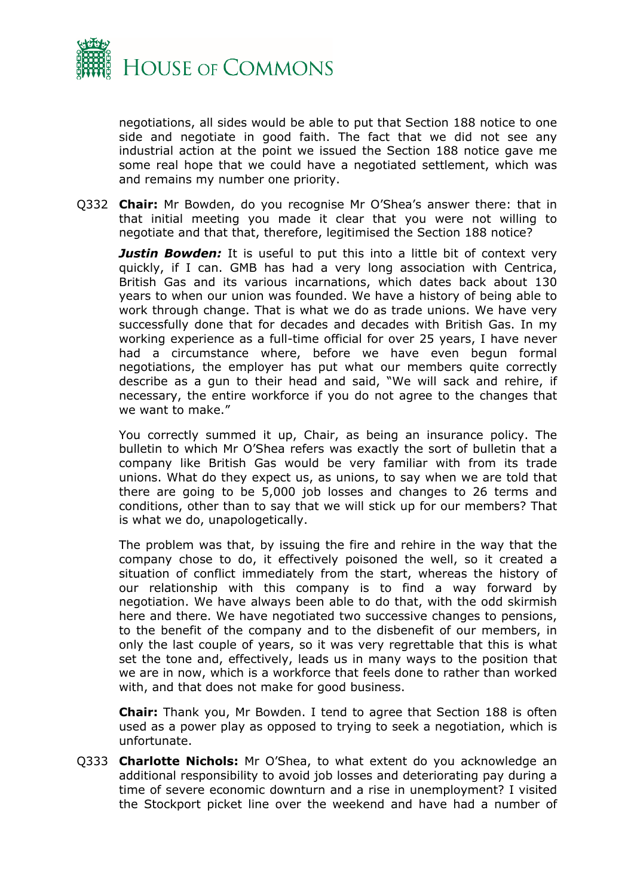negotiations, all sides would be able to put that Section 188 notice to one side and negotiate in good faith. The fact that we did not see any industrial action at the point we issued the Section 188 notice gave me some real hope that we could have a negotiated settlement, which was and remains my number one priority.

Q332 **Chair:** Mr Bowden, do you recognise Mr O'Shea's answer there: that in that initial meeting you made it clear that you were not willing to negotiate and that that, therefore, legitimised the Section 188 notice?

***Justin Bowden:*** It is useful to put this into a little bit of context very quickly, if I can. GMB has had a very long association with Centrica, British Gas and its various incarnations, which dates back about 130 years to when our union was founded. We have a history of being able to work through change. That is what we do as trade unions. We have very successfully done that for decades and decades with British Gas. In my working experience as a full-time official for over 25 years, I have never had a circumstance where, before we have even begun formal negotiations, the employer has put what our members quite correctly describe as a gun to their head and said, "We will sack and rehire, if necessary, the entire workforce if you do not agree to the changes that we want to make."

You correctly summed it up, Chair, as being an insurance policy. The bulletin to which Mr O'Shea refers was exactly the sort of bulletin that a company like British Gas would be very familiar with from its trade unions. What do they expect us, as unions, to say when we are told that there are going to be 5,000 job losses and changes to 26 terms and conditions, other than to say that we will stick up for our members? That is what we do, unapologetically.

The problem was that, by issuing the fire and rehire in the way that the company chose to do, it effectively poisoned the well, so it created a situation of conflict immediately from the start, whereas the history of our relationship with this company is to find a way forward by negotiation. We have always been able to do that, with the odd skirmish here and there. We have negotiated two successive changes to pensions, to the benefit of the company and to the disbenefit of our members, in only the last couple of years, so it was very regrettable that this is what set the tone and, effectively, leads us in many ways to the position that we are in now, which is a workforce that feels done to rather than worked with, and that does not make for good business.

**Chair:** Thank you, Mr Bowden. I tend to agree that Section 188 is often used as a power play as opposed to trying to seek a negotiation, which is unfortunate.

Q333 **Charlotte Nichols:** Mr O'Shea, to what extent do you acknowledge an additional responsibility to avoid job losses and deteriorating pay during a time of severe economic downturn and a rise in unemployment? I visited the Stockport picket line over the weekend and have had a number of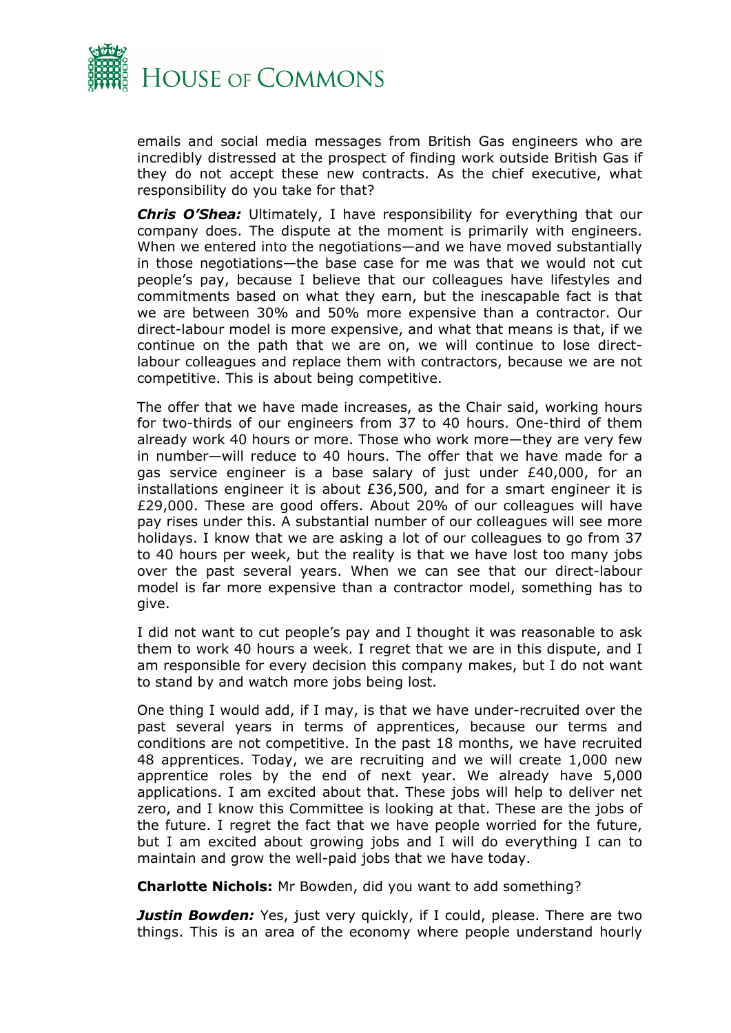emails and social media messages from British Gas engineers who are incredibly distressed at the prospect of finding work outside British Gas if they do not accept these new contracts. As the chief executive, what responsibility do you take for that?

***Chris O'Shea:*** Ultimately, I have responsibility for everything that our company does. The dispute at the moment is primarily with engineers. When we entered into the negotiations—and we have moved substantially in those negotiations—the base case for me was that we would not cut people's pay, because I believe that our colleagues have lifestyles and commitments based on what they earn, but the inescapable fact is that we are between 30% and 50% more expensive than a contractor. Our direct-labour model is more expensive, and what that means is that, if we continue on the path that we are on, we will continue to lose direct-labour colleagues and replace them with contractors, because we are not competitive. This is about being competitive.

The offer that we have made increases, as the Chair said, working hours for two-thirds of our engineers from 37 to 40 hours. One-third of them already work 40 hours or more. Those who work more—they are very few in number—will reduce to 40 hours. The offer that we have made for a gas service engineer is a base salary of just under £40,000, for an installations engineer it is about £36,500, and for a smart engineer it is £29,000. These are good offers. About 20% of our colleagues will have pay rises under this. A substantial number of our colleagues will see more holidays. I know that we are asking a lot of our colleagues to go from 37 to 40 hours per week, but the reality is that we have lost too many jobs over the past several years. When we can see that our direct-labour model is far more expensive than a contractor model, something has to give.

I did not want to cut people's pay and I thought it was reasonable to ask them to work 40 hours a week. I regret that we are in this dispute, and I am responsible for every decision this company makes, but I do not want to stand by and watch more jobs being lost.

One thing I would add, if I may, is that we have under-recruited over the past several years in terms of apprentices, because our terms and conditions are not competitive. In the past 18 months, we have recruited 48 apprentices. Today, we are recruiting and we will create 1,000 new apprentice roles by the end of next year. We already have 5,000 applications. I am excited about that. These jobs will help to deliver net zero, and I know this Committee is looking at that. These are the jobs of the future. I regret the fact that we have people worried for the future, but I am excited about growing jobs and I will do everything I can to maintain and grow the well-paid jobs that we have today.

**Charlotte Nichols:** Mr Bowden, did you want to add something?

***Justin Bowden:*** Yes, just very quickly, if I could, please. There are two things. This is an area of the economy where people understand hourly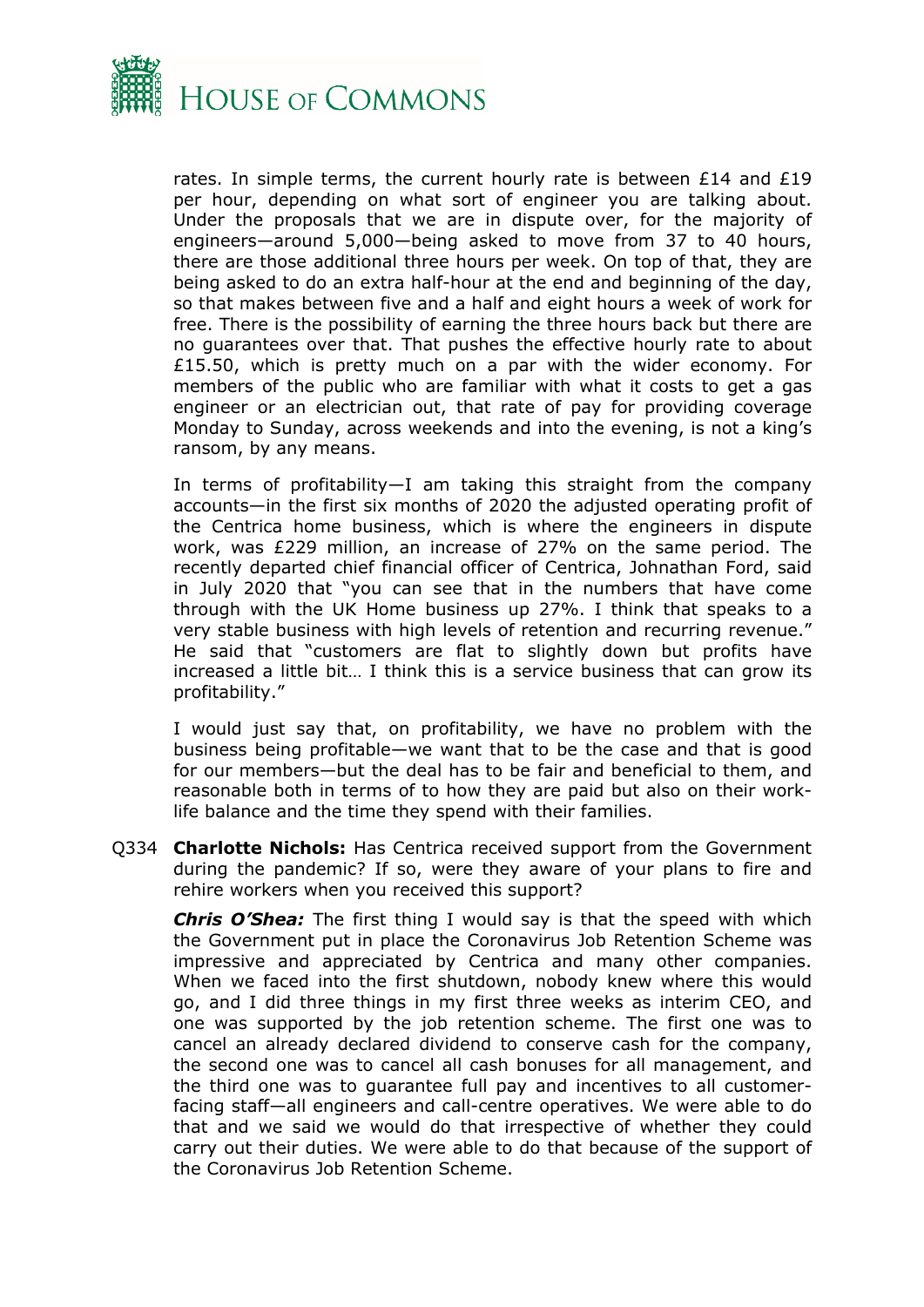rates. In simple terms, the current hourly rate is between £14 and £19 per hour, depending on what sort of engineer you are talking about. Under the proposals that we are in dispute over, for the majority of engineers—around 5,000—being asked to move from 37 to 40 hours, there are those additional three hours per week. On top of that, they are being asked to do an extra half-hour at the end and beginning of the day, so that makes between five and a half and eight hours a week of work for free. There is the possibility of earning the three hours back but there are no guarantees over that. That pushes the effective hourly rate to about £15.50, which is pretty much on a par with the wider economy. For members of the public who are familiar with what it costs to get a gas engineer or an electrician out, that rate of pay for providing coverage Monday to Sunday, across weekends and into the evening, is not a king's ransom, by any means.

In terms of profitability—I am taking this straight from the company accounts—in the first six months of 2020 the adjusted operating profit of the Centrica home business, which is where the engineers in dispute work, was £229 million, an increase of 27% on the same period. The recently departed chief financial officer of Centrica, Johnathan Ford, said in July 2020 that "you can see that in the numbers that have come through with the UK Home business up 27%. I think that speaks to a very stable business with high levels of retention and recurring revenue." He said that "customers are flat to slightly down but profits have increased a little bit… I think this is a service business that can grow its profitability."

I would just say that, on profitability, we have no problem with the business being profitable—we want that to be the case and that is good for our members—but the deal has to be fair and beneficial to them, and reasonable both in terms of to how they are paid but also on their work-life balance and the time they spend with their families.

Q334 **Charlotte Nichols:** Has Centrica received support from the Government during the pandemic? If so, were they aware of your plans to fire and rehire workers when you received this support?

***Chris O'Shea:*** The first thing I would say is that the speed with which the Government put in place the Coronavirus Job Retention Scheme was impressive and appreciated by Centrica and many other companies. When we faced into the first shutdown, nobody knew where this would go, and I did three things in my first three weeks as interim CEO, and one was supported by the job retention scheme. The first one was to cancel an already declared dividend to conserve cash for the company, the second one was to cancel all cash bonuses for all management, and the third one was to guarantee full pay and incentives to all customer-facing staff—all engineers and call-centre operatives. We were able to do that and we said we would do that irrespective of whether they could carry out their duties. We were able to do that because of the support of the Coronavirus Job Retention Scheme.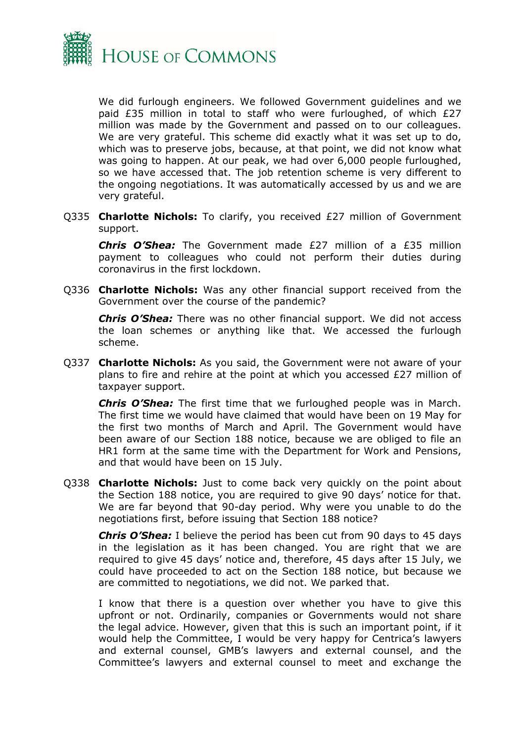We did furlough engineers. We followed Government guidelines and we paid £35 million in total to staff who were furloughed, of which £27 million was made by the Government and passed on to our colleagues. We are very grateful. This scheme did exactly what it was set up to do, which was to preserve jobs, because, at that point, we did not know what was going to happen. At our peak, we had over 6,000 people furloughed, so we have accessed that. The job retention scheme is very different to the ongoing negotiations. It was automatically accessed by us and we are very grateful.

Q335 **Charlotte Nichols:** To clarify, you received £27 million of Government support.

***Chris O'Shea:*** The Government made £27 million of a £35 million payment to colleagues who could not perform their duties during coronavirus in the first lockdown.

Q336 **Charlotte Nichols:** Was any other financial support received from the Government over the course of the pandemic?

***Chris O'Shea:*** There was no other financial support. We did not access the loan schemes or anything like that. We accessed the furlough scheme.

Q337 **Charlotte Nichols:** As you said, the Government were not aware of your plans to fire and rehire at the point at which you accessed £27 million of taxpayer support.

***Chris O'Shea:*** The first time that we furloughed people was in March. The first time we would have claimed that would have been on 19 May for the first two months of March and April. The Government would have been aware of our Section 188 notice, because we are obliged to file an HR1 form at the same time with the Department for Work and Pensions, and that would have been on 15 July.

Q338 **Charlotte Nichols:** Just to come back very quickly on the point about the Section 188 notice, you are required to give 90 days' notice for that. We are far beyond that 90-day period. Why were you unable to do the negotiations first, before issuing that Section 188 notice?

***Chris O'Shea:*** I believe the period has been cut from 90 days to 45 days in the legislation as it has been changed. You are right that we are required to give 45 days' notice and, therefore, 45 days after 15 July, we could have proceeded to act on the Section 188 notice, but because we are committed to negotiations, we did not. We parked that.

I know that there is a question over whether you have to give this upfront or not. Ordinarily, companies or Governments would not share the legal advice. However, given that this is such an important point, if it would help the Committee, I would be very happy for Centrica's lawyers and external counsel, GMB's lawyers and external counsel, and the Committee's lawyers and external counsel to meet and exchange the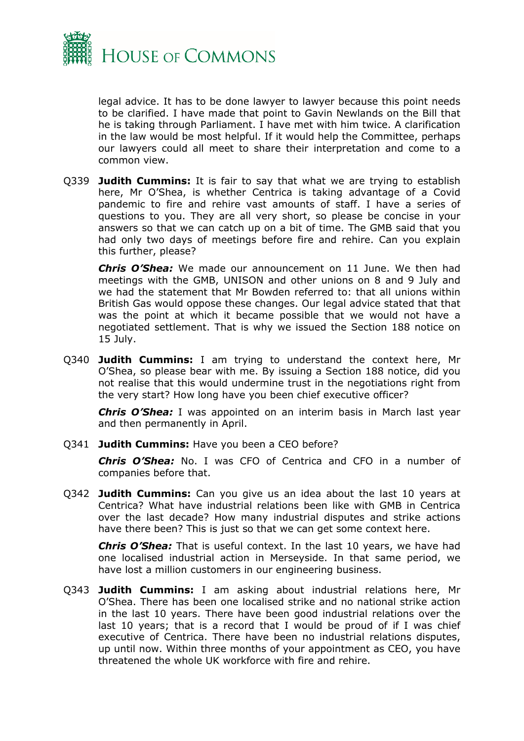legal advice. It has to be done lawyer to lawyer because this point needs to be clarified. I have made that point to Gavin Newlands on the Bill that he is taking through Parliament. I have met with him twice. A clarification in the law would be most helpful. If it would help the Committee, perhaps our lawyers could all meet to share their interpretation and come to a common view.

Q339 **Judith Cummins:** It is fair to say that what we are trying to establish here, Mr O'Shea, is whether Centrica is taking advantage of a Covid pandemic to fire and rehire vast amounts of staff. I have a series of questions to you. They are all very short, so please be concise in your answers so that we can catch up on a bit of time. The GMB said that you had only two days of meetings before fire and rehire. Can you explain this further, please?

***Chris O'Shea:*** We made our announcement on 11 June. We then had meetings with the GMB, UNISON and other unions on 8 and 9 July and we had the statement that Mr Bowden referred to: that all unions within British Gas would oppose these changes. Our legal advice stated that that was the point at which it became possible that we would not have a negotiated settlement. That is why we issued the Section 188 notice on 15 July.

Q340 **Judith Cummins:** I am trying to understand the context here, Mr O'Shea, so please bear with me. By issuing a Section 188 notice, did you not realise that this would undermine trust in the negotiations right from the very start? How long have you been chief executive officer?

***Chris O'Shea:*** I was appointed on an interim basis in March last year and then permanently in April.

Q341 **Judith Cummins:** Have you been a CEO before?

***Chris O'Shea:*** No. I was CFO of Centrica and CFO in a number of companies before that.

Q342 **Judith Cummins:** Can you give us an idea about the last 10 years at Centrica? What have industrial relations been like with GMB in Centrica over the last decade? How many industrial disputes and strike actions have there been? This is just so that we can get some context here.

***Chris O'Shea:*** That is useful context. In the last 10 years, we have had one localised industrial action in Merseyside. In that same period, we have lost a million customers in our engineering business.

Q343 **Judith Cummins:** I am asking about industrial relations here, Mr O'Shea. There has been one localised strike and no national strike action in the last 10 years. There have been good industrial relations over the last 10 years; that is a record that I would be proud of if I was chief executive of Centrica. There have been no industrial relations disputes, up until now. Within three months of your appointment as CEO, you have threatened the whole UK workforce with fire and rehire.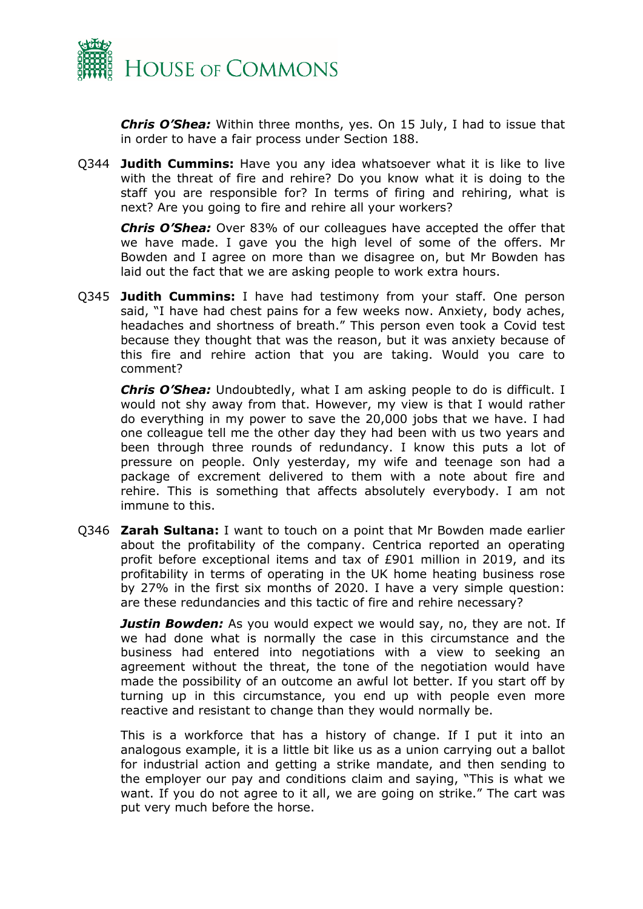***Chris O'Shea:*** Within three months, yes. On 15 July, I had to issue that in order to have a fair process under Section 188.

Q344 **Judith Cummins:** Have you any idea whatsoever what it is like to live with the threat of fire and rehire? Do you know what it is doing to the staff you are responsible for? In terms of firing and rehiring, what is next? Are you going to fire and rehire all your workers?

***Chris O'Shea:*** Over 83% of our colleagues have accepted the offer that we have made. I gave you the high level of some of the offers. Mr Bowden and I agree on more than we disagree on, but Mr Bowden has laid out the fact that we are asking people to work extra hours.

Q345 **Judith Cummins:** I have had testimony from your staff. One person said, "I have had chest pains for a few weeks now. Anxiety, body aches, headaches and shortness of breath." This person even took a Covid test because they thought that was the reason, but it was anxiety because of this fire and rehire action that you are taking. Would you care to comment?

***Chris O'Shea:*** Undoubtedly, what I am asking people to do is difficult. I would not shy away from that. However, my view is that I would rather do everything in my power to save the 20,000 jobs that we have. I had one colleague tell me the other day they had been with us two years and been through three rounds of redundancy. I know this puts a lot of pressure on people. Only yesterday, my wife and teenage son had a package of excrement delivered to them with a note about fire and rehire. This is something that affects absolutely everybody. I am not immune to this.

Q346 **Zarah Sultana:** I want to touch on a point that Mr Bowden made earlier about the profitability of the company. Centrica reported an operating profit before exceptional items and tax of £901 million in 2019, and its profitability in terms of operating in the UK home heating business rose by 27% in the first six months of 2020. I have a very simple question: are these redundancies and this tactic of fire and rehire necessary?

***Justin Bowden:*** As you would expect we would say, no, they are not. If we had done what is normally the case in this circumstance and the business had entered into negotiations with a view to seeking an agreement without the threat, the tone of the negotiation would have made the possibility of an outcome an awful lot better. If you start off by turning up in this circumstance, you end up with people even more reactive and resistant to change than they would normally be.

This is a workforce that has a history of change. If I put it into an analogous example, it is a little bit like us as a union carrying out a ballot for industrial action and getting a strike mandate, and then sending to the employer our pay and conditions claim and saying, "This is what we want. If you do not agree to it all, we are going on strike." The cart was put very much before the horse.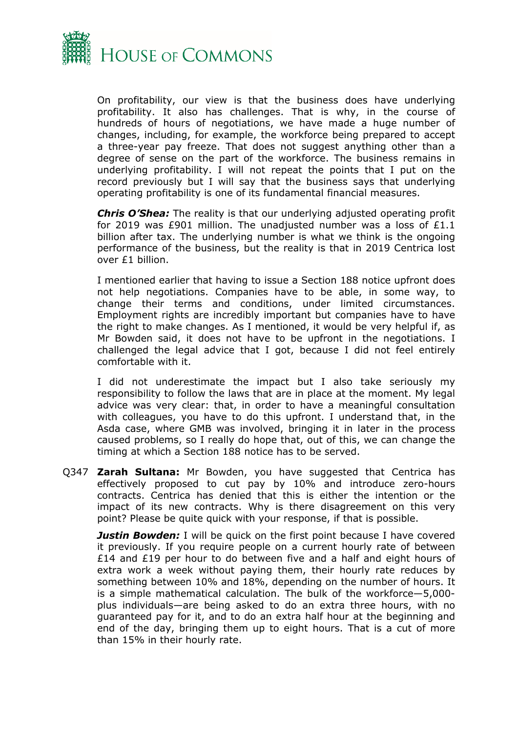On profitability, our view is that the business does have underlying profitability. It also has challenges. That is why, in the course of hundreds of hours of negotiations, we have made a huge number of changes, including, for example, the workforce being prepared to accept a three-year pay freeze. That does not suggest anything other than a degree of sense on the part of the workforce. The business remains in underlying profitability. I will not repeat the points that I put on the record previously but I will say that the business says that underlying operating profitability is one of its fundamental financial measures.

***Chris O'Shea:*** The reality is that our underlying adjusted operating profit for 2019 was £901 million. The unadjusted number was a loss of £1.1 billion after tax. The underlying number is what we think is the ongoing performance of the business, but the reality is that in 2019 Centrica lost over £1 billion.

I mentioned earlier that having to issue a Section 188 notice upfront does not help negotiations. Companies have to be able, in some way, to change their terms and conditions, under limited circumstances. Employment rights are incredibly important but companies have to have the right to make changes. As I mentioned, it would be very helpful if, as Mr Bowden said, it does not have to be upfront in the negotiations. I challenged the legal advice that I got, because I did not feel entirely comfortable with it.

I did not underestimate the impact but I also take seriously my responsibility to follow the laws that are in place at the moment. My legal advice was very clear: that, in order to have a meaningful consultation with colleagues, you have to do this upfront. I understand that, in the Asda case, where GMB was involved, bringing it in later in the process caused problems, so I really do hope that, out of this, we can change the timing at which a Section 188 notice has to be served.

Q347 **Zarah Sultana:** Mr Bowden, you have suggested that Centrica has effectively proposed to cut pay by 10% and introduce zero-hours contracts. Centrica has denied that this is either the intention or the impact of its new contracts. Why is there disagreement on this very point? Please be quite quick with your response, if that is possible.

***Justin Bowden:*** I will be quick on the first point because I have covered it previously. If you require people on a current hourly rate of between £14 and £19 per hour to do between five and a half and eight hours of extra work a week without paying them, their hourly rate reduces by something between 10% and 18%, depending on the number of hours. It is a simple mathematical calculation. The bulk of the workforce—5,000-plus individuals—are being asked to do an extra three hours, with no guaranteed pay for it, and to do an extra half hour at the beginning and end of the day, bringing them up to eight hours. That is a cut of more than 15% in their hourly rate.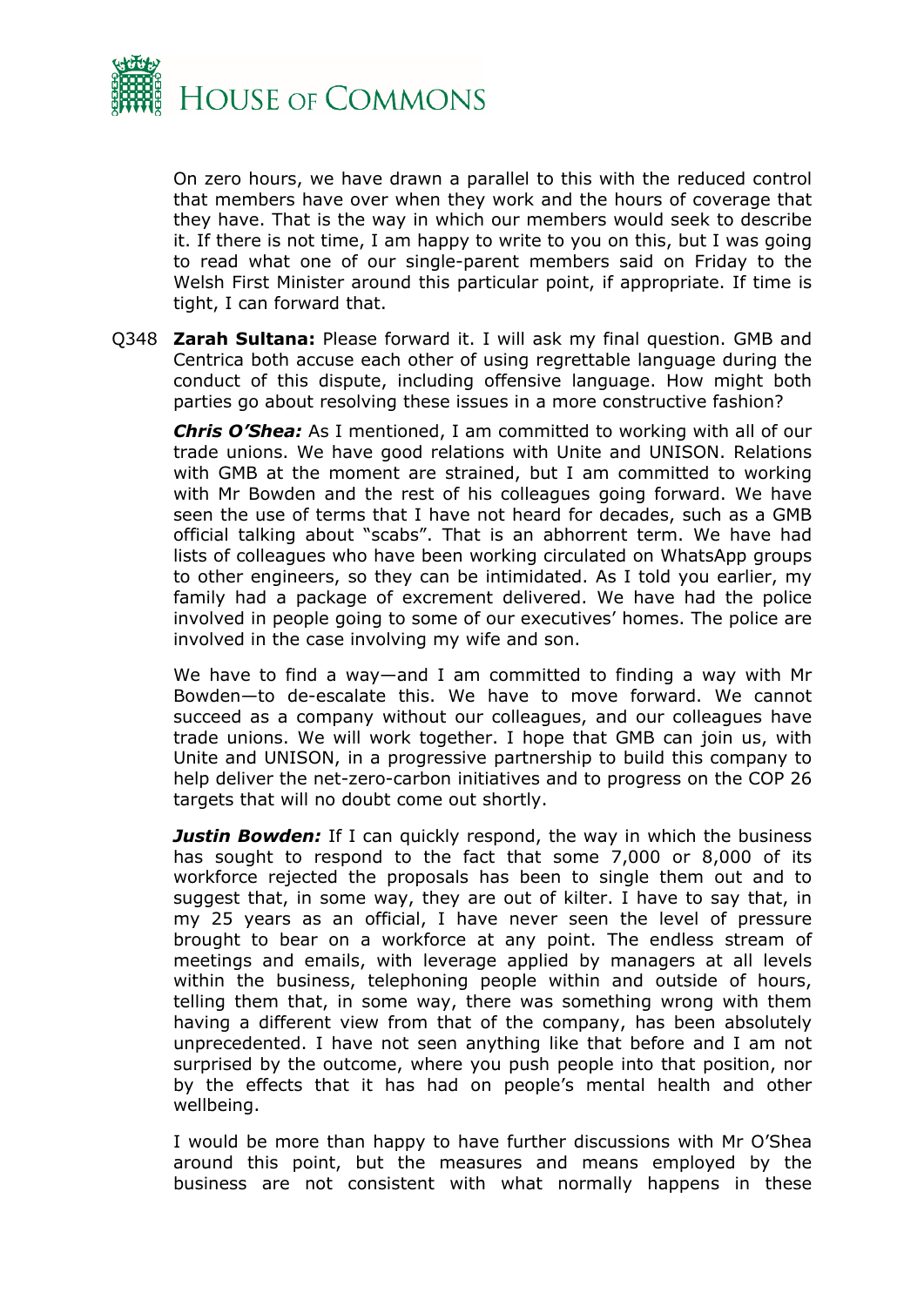On zero hours, we have drawn a parallel to this with the reduced control that members have over when they work and the hours of coverage that they have. That is the way in which our members would seek to describe it. If there is not time, I am happy to write to you on this, but I was going to read what one of our single-parent members said on Friday to the Welsh First Minister around this particular point, if appropriate. If time is tight, I can forward that.

Q348 **Zarah Sultana:** Please forward it. I will ask my final question. GMB and Centrica both accuse each other of using regrettable language during the conduct of this dispute, including offensive language. How might both parties go about resolving these issues in a more constructive fashion?

***Chris O'Shea:*** As I mentioned, I am committed to working with all of our trade unions. We have good relations with Unite and UNISON. Relations with GMB at the moment are strained, but I am committed to working with Mr Bowden and the rest of his colleagues going forward. We have seen the use of terms that I have not heard for decades, such as a GMB official talking about "scabs". That is an abhorrent term. We have had lists of colleagues who have been working circulated on WhatsApp groups to other engineers, so they can be intimidated. As I told you earlier, my family had a package of excrement delivered. We have had the police involved in people going to some of our executives' homes. The police are involved in the case involving my wife and son.

We have to find a way—and I am committed to finding a way with Mr Bowden—to de-escalate this. We have to move forward. We cannot succeed as a company without our colleagues, and our colleagues have trade unions. We will work together. I hope that GMB can join us, with Unite and UNISON, in a progressive partnership to build this company to help deliver the net-zero-carbon initiatives and to progress on the COP 26 targets that will no doubt come out shortly.

***Justin Bowden:*** If I can quickly respond, the way in which the business has sought to respond to the fact that some 7,000 or 8,000 of its workforce rejected the proposals has been to single them out and to suggest that, in some way, they are out of kilter. I have to say that, in my 25 years as an official, I have never seen the level of pressure brought to bear on a workforce at any point. The endless stream of meetings and emails, with leverage applied by managers at all levels within the business, telephoning people within and outside of hours, telling them that, in some way, there was something wrong with them having a different view from that of the company, has been absolutely unprecedented. I have not seen anything like that before and I am not surprised by the outcome, where you push people into that position, nor by the effects that it has had on people's mental health and other wellbeing.

I would be more than happy to have further discussions with Mr O'Shea around this point, but the measures and means employed by the business are not consistent with what normally happens in these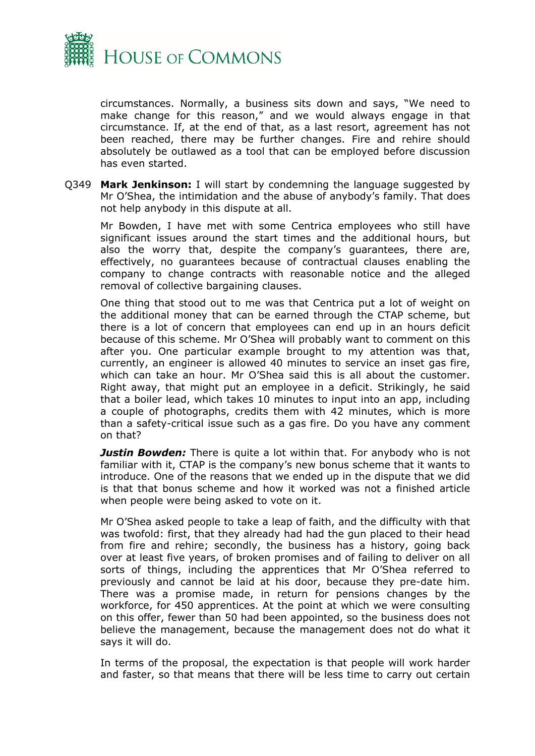circumstances. Normally, a business sits down and says, "We need to make change for this reason," and we would always engage in that circumstance. If, at the end of that, as a last resort, agreement has not been reached, there may be further changes. Fire and rehire should absolutely be outlawed as a tool that can be employed before discussion has even started.

Q349 **Mark Jenkinson:** I will start by condemning the language suggested by Mr O'Shea, the intimidation and the abuse of anybody's family. That does not help anybody in this dispute at all.

Mr Bowden, I have met with some Centrica employees who still have significant issues around the start times and the additional hours, but also the worry that, despite the company's guarantees, there are, effectively, no guarantees because of contractual clauses enabling the company to change contracts with reasonable notice and the alleged removal of collective bargaining clauses.

One thing that stood out to me was that Centrica put a lot of weight on the additional money that can be earned through the CTAP scheme, but there is a lot of concern that employees can end up in an hours deficit because of this scheme. Mr O'Shea will probably want to comment on this after you. One particular example brought to my attention was that, currently, an engineer is allowed 40 minutes to service an inset gas fire, which can take an hour. Mr O'Shea said this is all about the customer. Right away, that might put an employee in a deficit. Strikingly, he said that a boiler lead, which takes 10 minutes to input into an app, including a couple of photographs, credits them with 42 minutes, which is more than a safety-critical issue such as a gas fire. Do you have any comment on that?

***Justin Bowden:*** There is quite a lot within that. For anybody who is not familiar with it, CTAP is the company's new bonus scheme that it wants to introduce. One of the reasons that we ended up in the dispute that we did is that that bonus scheme and how it worked was not a finished article when people were being asked to vote on it.

Mr O'Shea asked people to take a leap of faith, and the difficulty with that was twofold: first, that they already had had the gun placed to their head from fire and rehire; secondly, the business has a history, going back over at least five years, of broken promises and of failing to deliver on all sorts of things, including the apprentices that Mr O'Shea referred to previously and cannot be laid at his door, because they pre-date him. There was a promise made, in return for pensions changes by the workforce, for 450 apprentices. At the point at which we were consulting on this offer, fewer than 50 had been appointed, so the business does not believe the management, because the management does not do what it says it will do.

In terms of the proposal, the expectation is that people will work harder and faster, so that means that there will be less time to carry out certain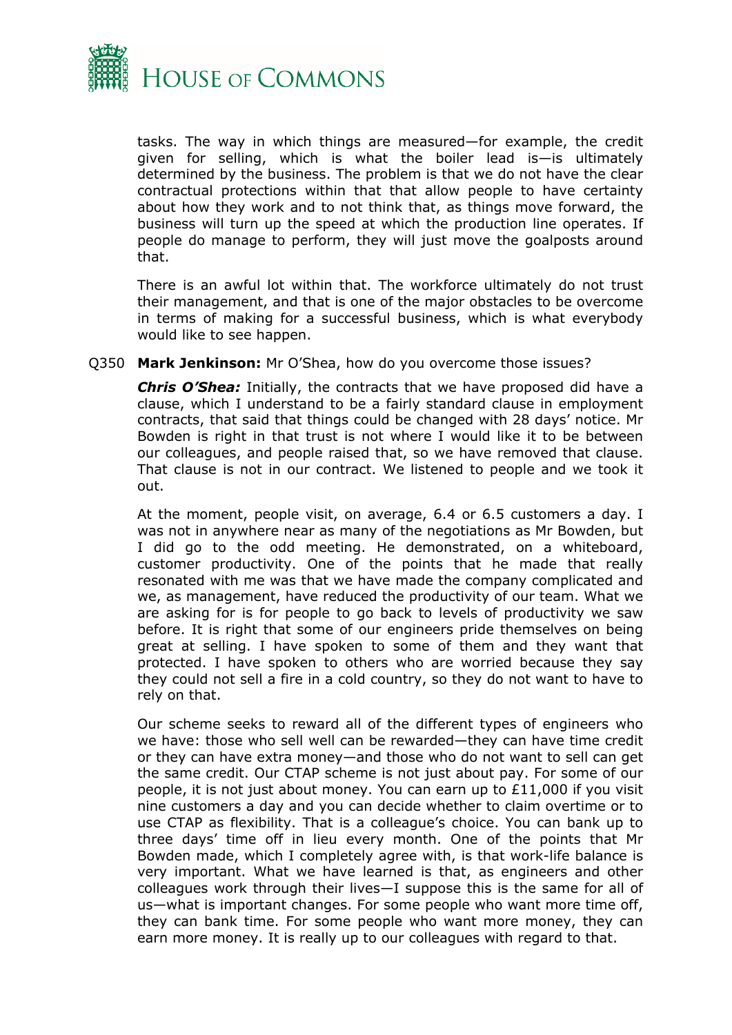tasks. The way in which things are measured—for example, the credit given for selling, which is what the boiler lead is—is ultimately determined by the business. The problem is that we do not have the clear contractual protections within that that allow people to have certainty about how they work and to not think that, as things move forward, the business will turn up the speed at which the production line operates. If people do manage to perform, they will just move the goalposts around that.

There is an awful lot within that. The workforce ultimately do not trust their management, and that is one of the major obstacles to be overcome in terms of making for a successful business, which is what everybody would like to see happen.

Q350 **Mark Jenkinson:** Mr O'Shea, how do you overcome those issues?

***Chris O'Shea:*** Initially, the contracts that we have proposed did have a clause, which I understand to be a fairly standard clause in employment contracts, that said that things could be changed with 28 days' notice. Mr Bowden is right in that trust is not where I would like it to be between our colleagues, and people raised that, so we have removed that clause. That clause is not in our contract. We listened to people and we took it out.

At the moment, people visit, on average, 6.4 or 6.5 customers a day. I was not in anywhere near as many of the negotiations as Mr Bowden, but I did go to the odd meeting. He demonstrated, on a whiteboard, customer productivity. One of the points that he made that really resonated with me was that we have made the company complicated and we, as management, have reduced the productivity of our team. What we are asking for is for people to go back to levels of productivity we saw before. It is right that some of our engineers pride themselves on being great at selling. I have spoken to some of them and they want that protected. I have spoken to others who are worried because they say they could not sell a fire in a cold country, so they do not want to have to rely on that.

Our scheme seeks to reward all of the different types of engineers who we have: those who sell well can be rewarded—they can have time credit or they can have extra money—and those who do not want to sell can get the same credit. Our CTAP scheme is not just about pay. For some of our people, it is not just about money. You can earn up to £11,000 if you visit nine customers a day and you can decide whether to claim overtime or to use CTAP as flexibility. That is a colleague's choice. You can bank up to three days' time off in lieu every month. One of the points that Mr Bowden made, which I completely agree with, is that work-life balance is very important. What we have learned is that, as engineers and other colleagues work through their lives—I suppose this is the same for all of us—what is important changes. For some people who want more time off, they can bank time. For some people who want more money, they can earn more money. It is really up to our colleagues with regard to that.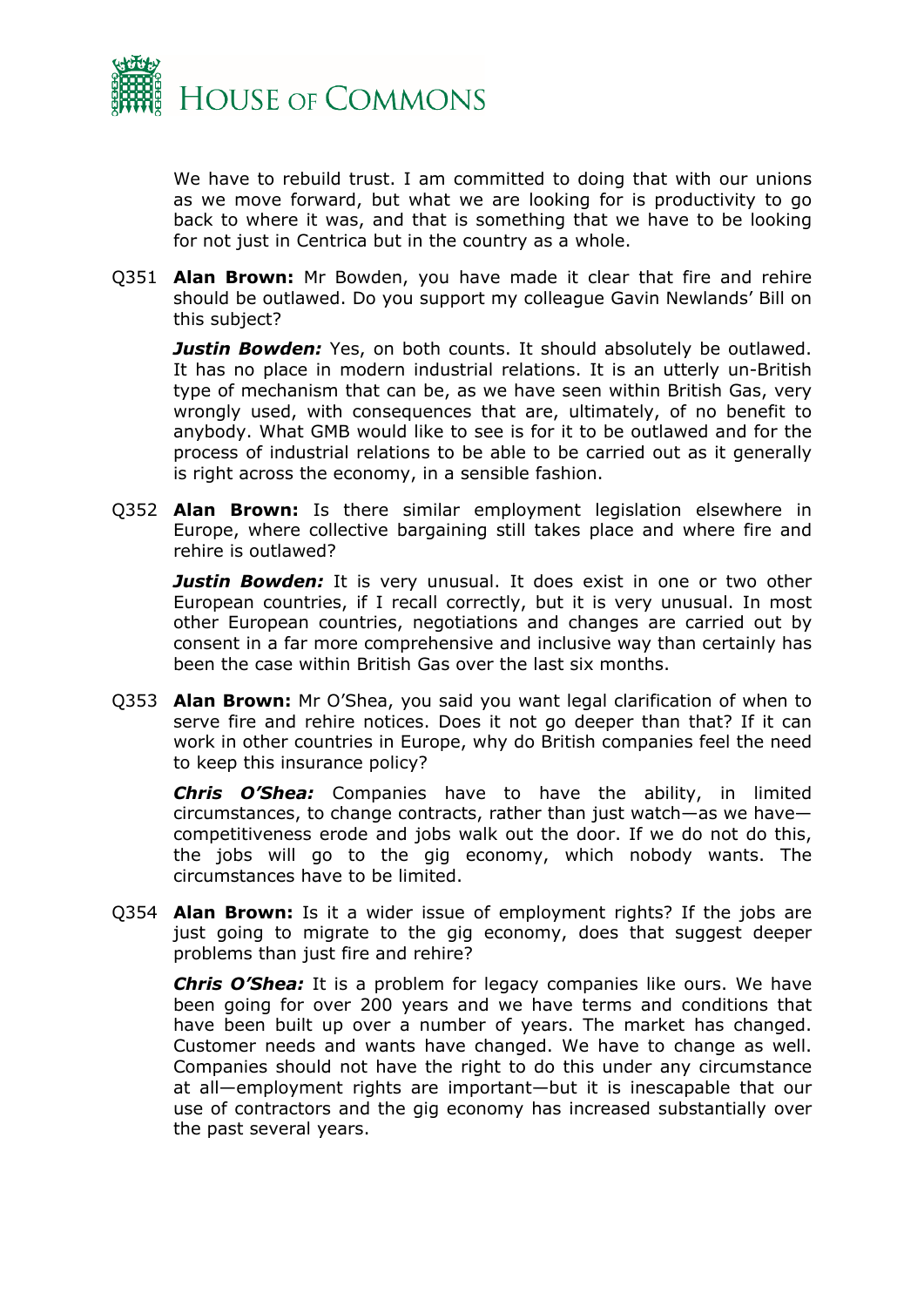We have to rebuild trust. I am committed to doing that with our unions as we move forward, but what we are looking for is productivity to go back to where it was, and that is something that we have to be looking for not just in Centrica but in the country as a whole.

Q351 **Alan Brown:** Mr Bowden, you have made it clear that fire and rehire should be outlawed. Do you support my colleague Gavin Newlands' Bill on this subject?

***Justin Bowden:*** Yes, on both counts. It should absolutely be outlawed. It has no place in modern industrial relations. It is an utterly un-British type of mechanism that can be, as we have seen within British Gas, very wrongly used, with consequences that are, ultimately, of no benefit to anybody. What GMB would like to see is for it to be outlawed and for the process of industrial relations to be able to be carried out as it generally is right across the economy, in a sensible fashion.

Q352 **Alan Brown:** Is there similar employment legislation elsewhere in Europe, where collective bargaining still takes place and where fire and rehire is outlawed?

***Justin Bowden:*** It is very unusual. It does exist in one or two other European countries, if I recall correctly, but it is very unusual. In most other European countries, negotiations and changes are carried out by consent in a far more comprehensive and inclusive way than certainly has been the case within British Gas over the last six months.

Q353 **Alan Brown:** Mr O'Shea, you said you want legal clarification of when to serve fire and rehire notices. Does it not go deeper than that? If it can work in other countries in Europe, why do British companies feel the need to keep this insurance policy?

***Chris O'Shea:*** Companies have to have the ability, in limited circumstances, to change contracts, rather than just watch—as we have—competitiveness erode and jobs walk out the door. If we do not do this, the jobs will go to the gig economy, which nobody wants. The circumstances have to be limited.

Q354 **Alan Brown:** Is it a wider issue of employment rights? If the jobs are just going to migrate to the gig economy, does that suggest deeper problems than just fire and rehire?

***Chris O'Shea:*** It is a problem for legacy companies like ours. We have been going for over 200 years and we have terms and conditions that have been built up over a number of years. The market has changed. Customer needs and wants have changed. We have to change as well. Companies should not have the right to do this under any circumstance at all—employment rights are important—but it is inescapable that our use of contractors and the gig economy has increased substantially over the past several years.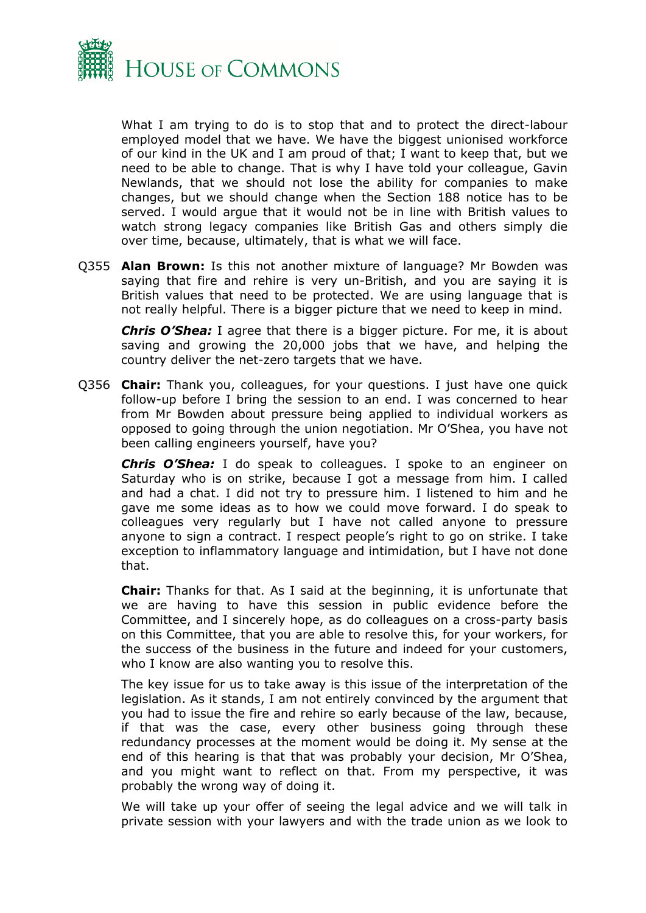What I am trying to do is to stop that and to protect the direct-labour employed model that we have. We have the biggest unionised workforce of our kind in the UK and I am proud of that; I want to keep that, but we need to be able to change. That is why I have told your colleague, Gavin Newlands, that we should not lose the ability for companies to make changes, but we should change when the Section 188 notice has to be served. I would argue that it would not be in line with British values to watch strong legacy companies like British Gas and others simply die over time, because, ultimately, that is what we will face.

Q355 **Alan Brown:** Is this not another mixture of language? Mr Bowden was saying that fire and rehire is very un-British, and you are saying it is British values that need to be protected. We are using language that is not really helpful. There is a bigger picture that we need to keep in mind.

***Chris O'Shea:*** I agree that there is a bigger picture. For me, it is about saving and growing the 20,000 jobs that we have, and helping the country deliver the net-zero targets that we have.

Q356 **Chair:** Thank you, colleagues, for your questions. I just have one quick follow-up before I bring the session to an end. I was concerned to hear from Mr Bowden about pressure being applied to individual workers as opposed to going through the union negotiation. Mr O'Shea, you have not been calling engineers yourself, have you?

***Chris O'Shea:*** I do speak to colleagues. I spoke to an engineer on Saturday who is on strike, because I got a message from him. I called and had a chat. I did not try to pressure him. I listened to him and he gave me some ideas as to how we could move forward. I do speak to colleagues very regularly but I have not called anyone to pressure anyone to sign a contract. I respect people's right to go on strike. I take exception to inflammatory language and intimidation, but I have not done that.

**Chair:** Thanks for that. As I said at the beginning, it is unfortunate that we are having to have this session in public evidence before the Committee, and I sincerely hope, as do colleagues on a cross-party basis on this Committee, that you are able to resolve this, for your workers, for the success of the business in the future and indeed for your customers, who I know are also wanting you to resolve this.

The key issue for us to take away is this issue of the interpretation of the legislation. As it stands, I am not entirely convinced by the argument that you had to issue the fire and rehire so early because of the law, because, if that was the case, every other business going through these redundancy processes at the moment would be doing it. My sense at the end of this hearing is that that was probably your decision, Mr O'Shea, and you might want to reflect on that. From my perspective, it was probably the wrong way of doing it.

We will take up your offer of seeing the legal advice and we will talk in private session with your lawyers and with the trade union as we look to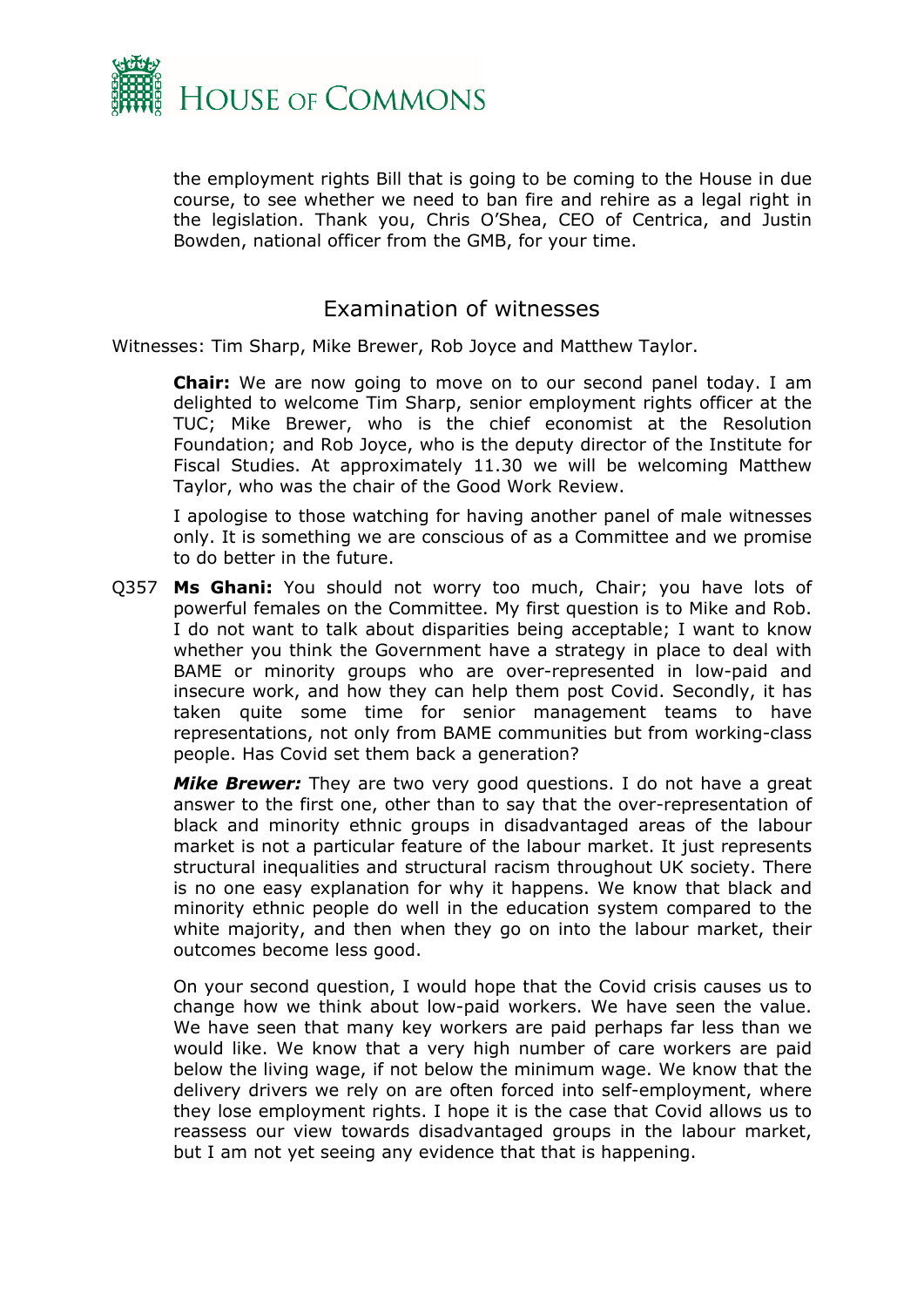the employment rights Bill that is going to be coming to the House in due course, to see whether we need to ban fire and rehire as a legal right in the legislation. Thank you, Chris O'Shea, CEO of Centrica, and Justin Bowden, national officer from the GMB, for your time.

## Examination of witnesses

Witnesses: Tim Sharp, Mike Brewer, Rob Joyce and Matthew Taylor.

**Chair:** We are now going to move on to our second panel today. I am delighted to welcome Tim Sharp, senior employment rights officer at the TUC; Mike Brewer, who is the chief economist at the Resolution Foundation; and Rob Joyce, who is the deputy director of the Institute for Fiscal Studies. At approximately 11.30 we will be welcoming Matthew Taylor, who was the chair of the Good Work Review.

I apologise to those watching for having another panel of male witnesses only. It is something we are conscious of as a Committee and we promise to do better in the future.

Q357 **Ms Ghani:** You should not worry too much, Chair; you have lots of powerful females on the Committee. My first question is to Mike and Rob. I do not want to talk about disparities being acceptable; I want to know whether you think the Government have a strategy in place to deal with BAME or minority groups who are over-represented in low-paid and insecure work, and how they can help them post Covid. Secondly, it has taken quite some time for senior management teams to have representations, not only from BAME communities but from working-class people. Has Covid set them back a generation?

***Mike Brewer:*** They are two very good questions. I do not have a great answer to the first one, other than to say that the over-representation of black and minority ethnic groups in disadvantaged areas of the labour market is not a particular feature of the labour market. It just represents structural inequalities and structural racism throughout UK society. There is no one easy explanation for why it happens. We know that black and minority ethnic people do well in the education system compared to the white majority, and then when they go on into the labour market, their outcomes become less good.

On your second question, I would hope that the Covid crisis causes us to change how we think about low-paid workers. We have seen the value. We have seen that many key workers are paid perhaps far less than we would like. We know that a very high number of care workers are paid below the living wage, if not below the minimum wage. We know that the delivery drivers we rely on are often forced into self-employment, where they lose employment rights. I hope it is the case that Covid allows us to reassess our view towards disadvantaged groups in the labour market, but I am not yet seeing any evidence that that is happening.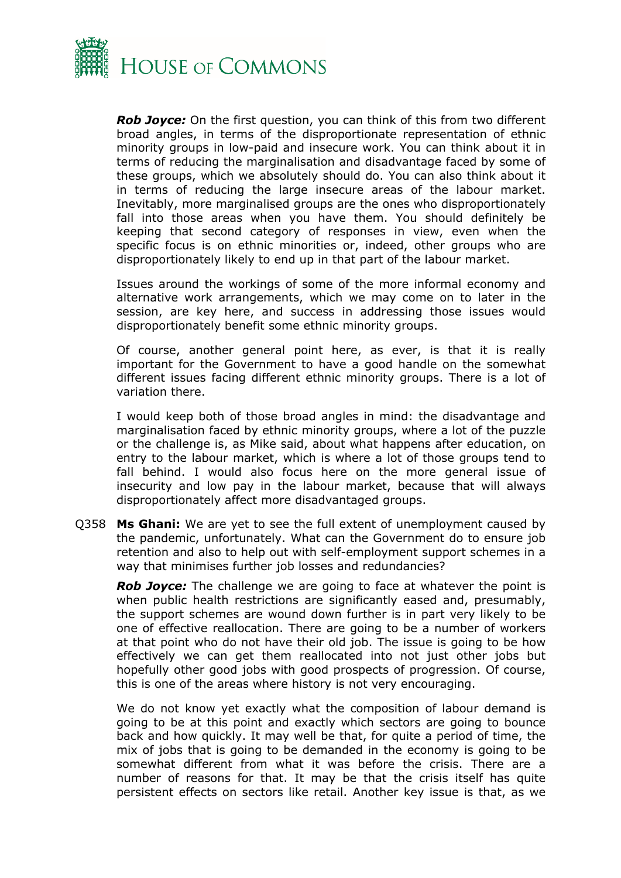***Rob Joyce:*** On the first question, you can think of this from two different broad angles, in terms of the disproportionate representation of ethnic minority groups in low-paid and insecure work. You can think about it in terms of reducing the marginalisation and disadvantage faced by some of these groups, which we absolutely should do. You can also think about it in terms of reducing the large insecure areas of the labour market. Inevitably, more marginalised groups are the ones who disproportionately fall into those areas when you have them. You should definitely be keeping that second category of responses in view, even when the specific focus is on ethnic minorities or, indeed, other groups who are disproportionately likely to end up in that part of the labour market.

Issues around the workings of some of the more informal economy and alternative work arrangements, which we may come on to later in the session, are key here, and success in addressing those issues would disproportionately benefit some ethnic minority groups.

Of course, another general point here, as ever, is that it is really important for the Government to have a good handle on the somewhat different issues facing different ethnic minority groups. There is a lot of variation there.

I would keep both of those broad angles in mind: the disadvantage and marginalisation faced by ethnic minority groups, where a lot of the puzzle or the challenge is, as Mike said, about what happens after education, on entry to the labour market, which is where a lot of those groups tend to fall behind. I would also focus here on the more general issue of insecurity and low pay in the labour market, because that will always disproportionately affect more disadvantaged groups.

Q358 **Ms Ghani:** We are yet to see the full extent of unemployment caused by the pandemic, unfortunately. What can the Government do to ensure job retention and also to help out with self-employment support schemes in a way that minimises further job losses and redundancies?

***Rob Joyce:*** The challenge we are going to face at whatever the point is when public health restrictions are significantly eased and, presumably, the support schemes are wound down further is in part very likely to be one of effective reallocation. There are going to be a number of workers at that point who do not have their old job. The issue is going to be how effectively we can get them reallocated into not just other jobs but hopefully other good jobs with good prospects of progression. Of course, this is one of the areas where history is not very encouraging.

We do not know yet exactly what the composition of labour demand is going to be at this point and exactly which sectors are going to bounce back and how quickly. It may well be that, for quite a period of time, the mix of jobs that is going to be demanded in the economy is going to be somewhat different from what it was before the crisis. There are a number of reasons for that. It may be that the crisis itself has quite persistent effects on sectors like retail. Another key issue is that, as we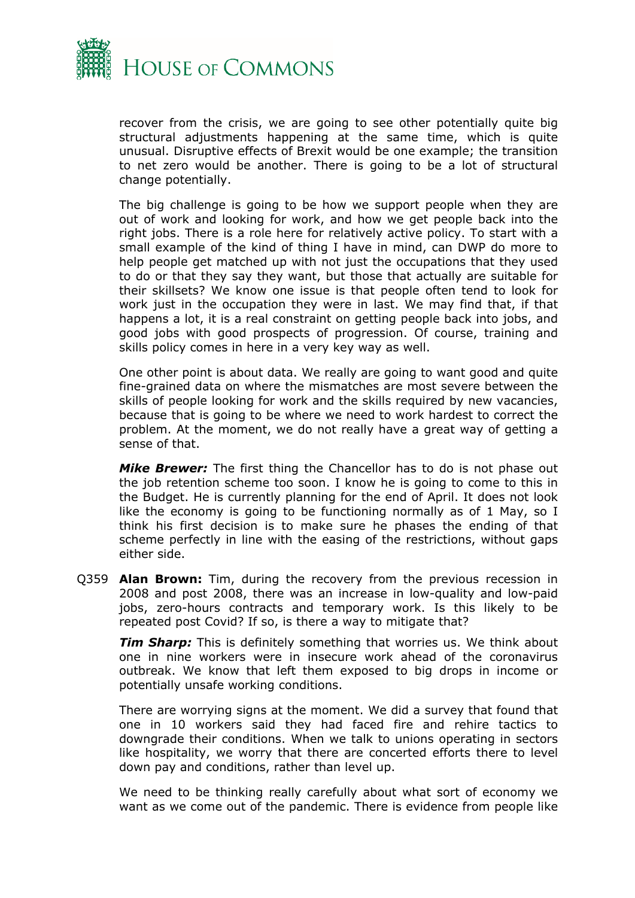recover from the crisis, we are going to see other potentially quite big structural adjustments happening at the same time, which is quite unusual. Disruptive effects of Brexit would be one example; the transition to net zero would be another. There is going to be a lot of structural change potentially.

The big challenge is going to be how we support people when they are out of work and looking for work, and how we get people back into the right jobs. There is a role here for relatively active policy. To start with a small example of the kind of thing I have in mind, can DWP do more to help people get matched up with not just the occupations that they used to do or that they say they want, but those that actually are suitable for their skillsets? We know one issue is that people often tend to look for work just in the occupation they were in last. We may find that, if that happens a lot, it is a real constraint on getting people back into jobs, and good jobs with good prospects of progression. Of course, training and skills policy comes in here in a very key way as well.

One other point is about data. We really are going to want good and quite fine-grained data on where the mismatches are most severe between the skills of people looking for work and the skills required by new vacancies, because that is going to be where we need to work hardest to correct the problem. At the moment, we do not really have a great way of getting a sense of that.

***Mike Brewer:*** The first thing the Chancellor has to do is not phase out the job retention scheme too soon. I know he is going to come to this in the Budget. He is currently planning for the end of April. It does not look like the economy is going to be functioning normally as of 1 May, so I think his first decision is to make sure he phases the ending of that scheme perfectly in line with the easing of the restrictions, without gaps either side.

Q359 **Alan Brown:** Tim, during the recovery from the previous recession in 2008 and post 2008, there was an increase in low-quality and low-paid jobs, zero-hours contracts and temporary work. Is this likely to be repeated post Covid? If so, is there a way to mitigate that?

***Tim Sharp:*** This is definitely something that worries us. We think about one in nine workers were in insecure work ahead of the coronavirus outbreak. We know that left them exposed to big drops in income or potentially unsafe working conditions.

There are worrying signs at the moment. We did a survey that found that one in 10 workers said they had faced fire and rehire tactics to downgrade their conditions. When we talk to unions operating in sectors like hospitality, we worry that there are concerted efforts there to level down pay and conditions, rather than level up.

We need to be thinking really carefully about what sort of economy we want as we come out of the pandemic. There is evidence from people like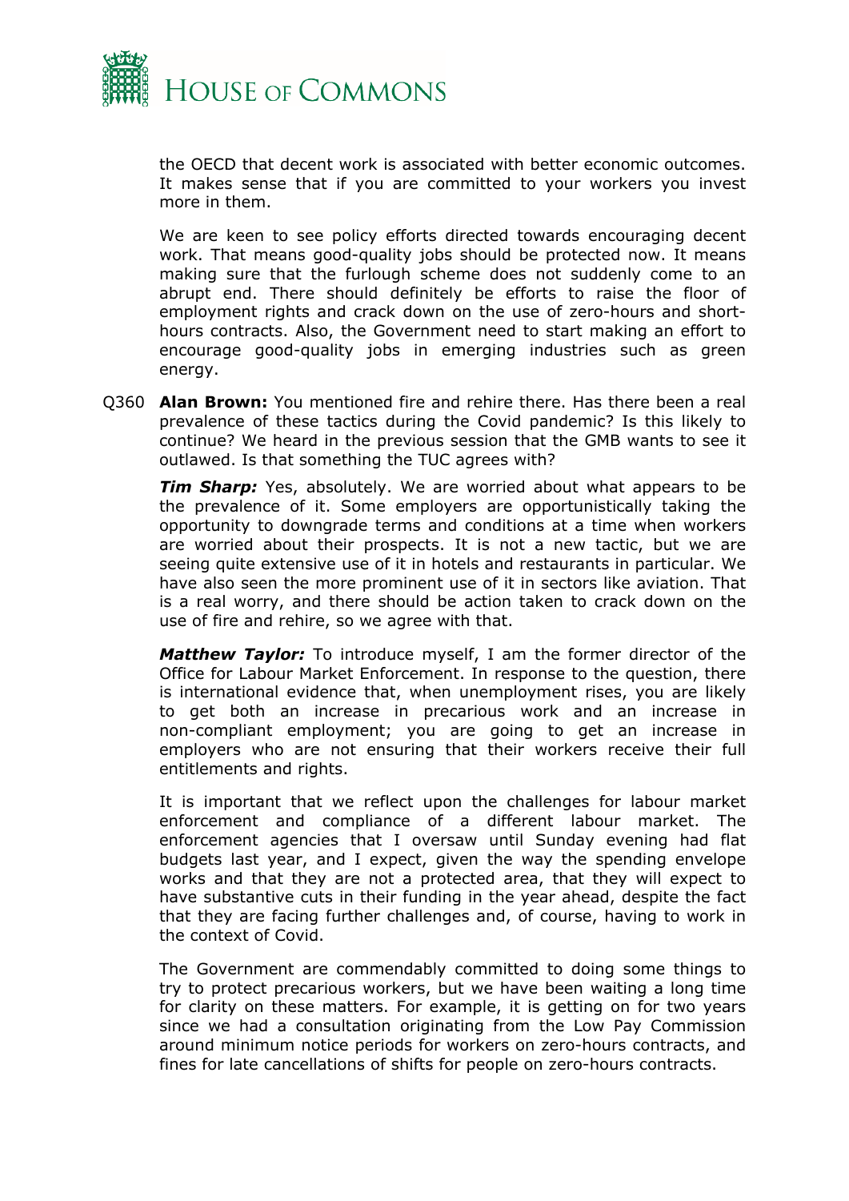the OECD that decent work is associated with better economic outcomes. It makes sense that if you are committed to your workers you invest more in them.

We are keen to see policy efforts directed towards encouraging decent work. That means good-quality jobs should be protected now. It means making sure that the furlough scheme does not suddenly come to an abrupt end. There should definitely be efforts to raise the floor of employment rights and crack down on the use of zero-hours and short-hours contracts. Also, the Government need to start making an effort to encourage good-quality jobs in emerging industries such as green energy.

Q360 **Alan Brown:** You mentioned fire and rehire there. Has there been a real prevalence of these tactics during the Covid pandemic? Is this likely to continue? We heard in the previous session that the GMB wants to see it outlawed. Is that something the TUC agrees with?

***Tim Sharp:*** Yes, absolutely. We are worried about what appears to be the prevalence of it. Some employers are opportunistically taking the opportunity to downgrade terms and conditions at a time when workers are worried about their prospects. It is not a new tactic, but we are seeing quite extensive use of it in hotels and restaurants in particular. We have also seen the more prominent use of it in sectors like aviation. That is a real worry, and there should be action taken to crack down on the use of fire and rehire, so we agree with that.

***Matthew Taylor:*** To introduce myself, I am the former director of the Office for Labour Market Enforcement. In response to the question, there is international evidence that, when unemployment rises, you are likely to get both an increase in precarious work and an increase in non-compliant employment; you are going to get an increase in employers who are not ensuring that their workers receive their full entitlements and rights.

It is important that we reflect upon the challenges for labour market enforcement and compliance of a different labour market. The enforcement agencies that I oversaw until Sunday evening had flat budgets last year, and I expect, given the way the spending envelope works and that they are not a protected area, that they will expect to have substantive cuts in their funding in the year ahead, despite the fact that they are facing further challenges and, of course, having to work in the context of Covid.

The Government are commendably committed to doing some things to try to protect precarious workers, but we have been waiting a long time for clarity on these matters. For example, it is getting on for two years since we had a consultation originating from the Low Pay Commission around minimum notice periods for workers on zero-hours contracts, and fines for late cancellations of shifts for people on zero-hours contracts.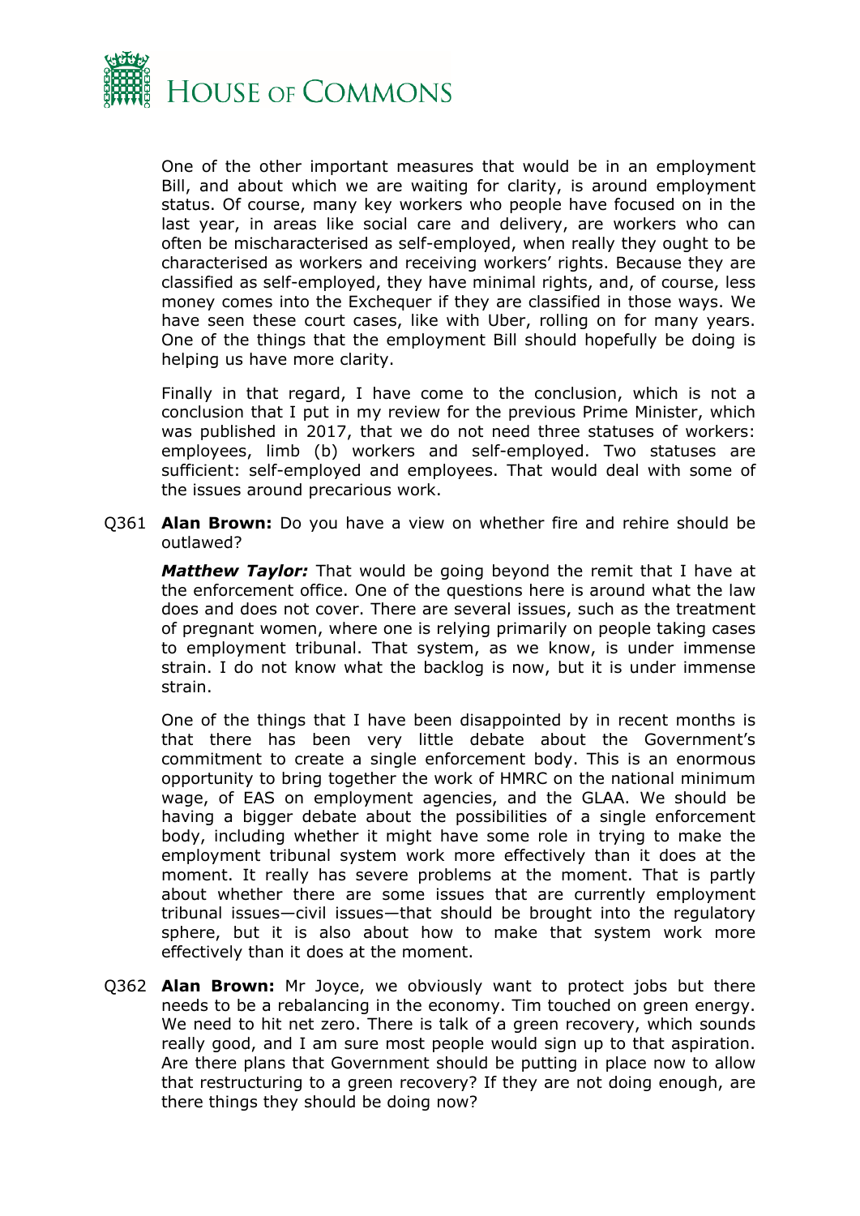One of the other important measures that would be in an employment Bill, and about which we are waiting for clarity, is around employment status. Of course, many key workers who people have focused on in the last year, in areas like social care and delivery, are workers who can often be mischaracterised as self-employed, when really they ought to be characterised as workers and receiving workers' rights. Because they are classified as self-employed, they have minimal rights, and, of course, less money comes into the Exchequer if they are classified in those ways. We have seen these court cases, like with Uber, rolling on for many years. One of the things that the employment Bill should hopefully be doing is helping us have more clarity.

Finally in that regard, I have come to the conclusion, which is not a conclusion that I put in my review for the previous Prime Minister, which was published in 2017, that we do not need three statuses of workers: employees, limb (b) workers and self-employed. Two statuses are sufficient: self-employed and employees. That would deal with some of the issues around precarious work.

Q361 **Alan Brown:** Do you have a view on whether fire and rehire should be outlawed?

***Matthew Taylor:*** That would be going beyond the remit that I have at the enforcement office. One of the questions here is around what the law does and does not cover. There are several issues, such as the treatment of pregnant women, where one is relying primarily on people taking cases to employment tribunal. That system, as we know, is under immense strain. I do not know what the backlog is now, but it is under immense strain.

One of the things that I have been disappointed by in recent months is that there has been very little debate about the Government's commitment to create a single enforcement body. This is an enormous opportunity to bring together the work of HMRC on the national minimum wage, of EAS on employment agencies, and the GLAA. We should be having a bigger debate about the possibilities of a single enforcement body, including whether it might have some role in trying to make the employment tribunal system work more effectively than it does at the moment. It really has severe problems at the moment. That is partly about whether there are some issues that are currently employment tribunal issues—civil issues—that should be brought into the regulatory sphere, but it is also about how to make that system work more effectively than it does at the moment.

Q362 **Alan Brown:** Mr Joyce, we obviously want to protect jobs but there needs to be a rebalancing in the economy. Tim touched on green energy. We need to hit net zero. There is talk of a green recovery, which sounds really good, and I am sure most people would sign up to that aspiration. Are there plans that Government should be putting in place now to allow that restructuring to a green recovery? If they are not doing enough, are there things they should be doing now?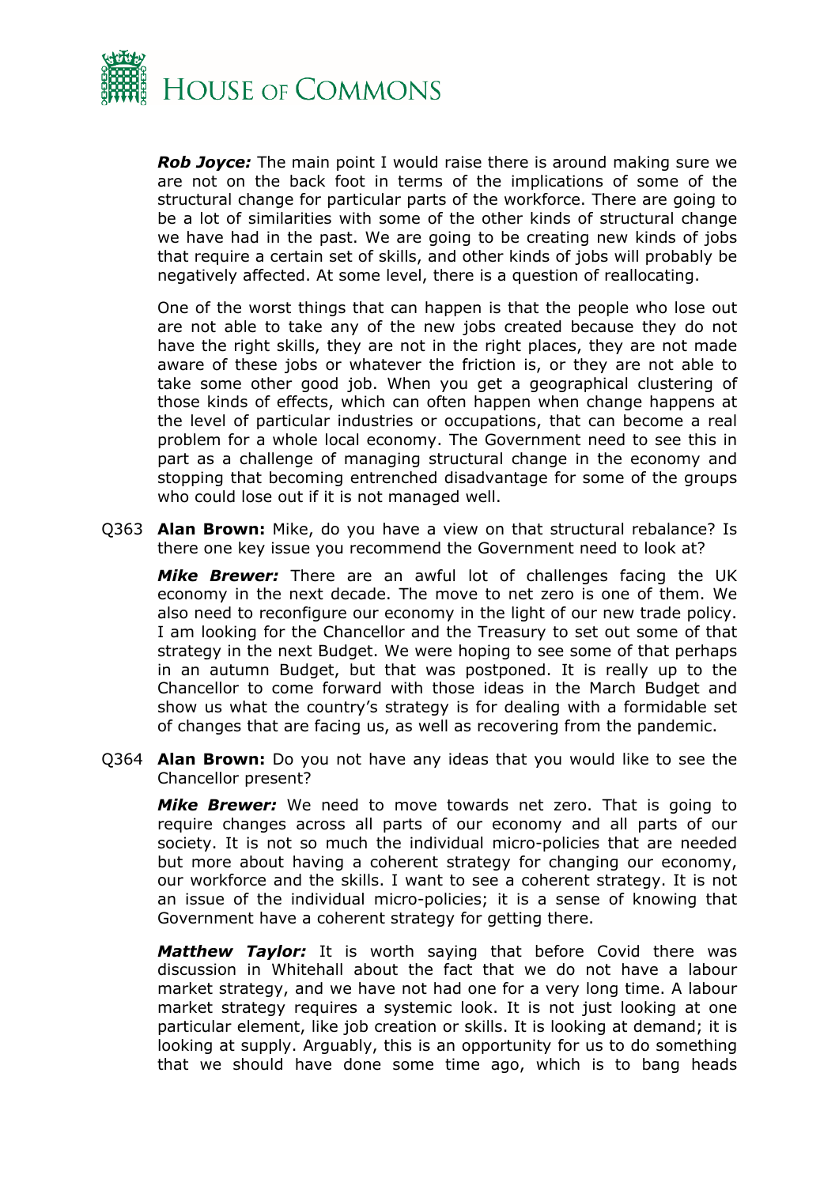***Rob Joyce:*** The main point I would raise there is around making sure we are not on the back foot in terms of the implications of some of the structural change for particular parts of the workforce. There are going to be a lot of similarities with some of the other kinds of structural change we have had in the past. We are going to be creating new kinds of jobs that require a certain set of skills, and other kinds of jobs will probably be negatively affected. At some level, there is a question of reallocating.

One of the worst things that can happen is that the people who lose out are not able to take any of the new jobs created because they do not have the right skills, they are not in the right places, they are not made aware of these jobs or whatever the friction is, or they are not able to take some other good job. When you get a geographical clustering of those kinds of effects, which can often happen when change happens at the level of particular industries or occupations, that can become a real problem for a whole local economy. The Government need to see this in part as a challenge of managing structural change in the economy and stopping that becoming entrenched disadvantage for some of the groups who could lose out if it is not managed well.

Q363 **Alan Brown:** Mike, do you have a view on that structural rebalance? Is there one key issue you recommend the Government need to look at?

***Mike Brewer:*** There are an awful lot of challenges facing the UK economy in the next decade. The move to net zero is one of them. We also need to reconfigure our economy in the light of our new trade policy. I am looking for the Chancellor and the Treasury to set out some of that strategy in the next Budget. We were hoping to see some of that perhaps in an autumn Budget, but that was postponed. It is really up to the Chancellor to come forward with those ideas in the March Budget and show us what the country's strategy is for dealing with a formidable set of changes that are facing us, as well as recovering from the pandemic.

Q364 **Alan Brown:** Do you not have any ideas that you would like to see the Chancellor present?

***Mike Brewer:*** We need to move towards net zero. That is going to require changes across all parts of our economy and all parts of our society. It is not so much the individual micro-policies that are needed but more about having a coherent strategy for changing our economy, our workforce and the skills. I want to see a coherent strategy. It is not an issue of the individual micro-policies; it is a sense of knowing that Government have a coherent strategy for getting there.

***Matthew Taylor:*** It is worth saying that before Covid there was discussion in Whitehall about the fact that we do not have a labour market strategy, and we have not had one for a very long time. A labour market strategy requires a systemic look. It is not just looking at one particular element, like job creation or skills. It is looking at demand; it is looking at supply. Arguably, this is an opportunity for us to do something that we should have done some time ago, which is to bang heads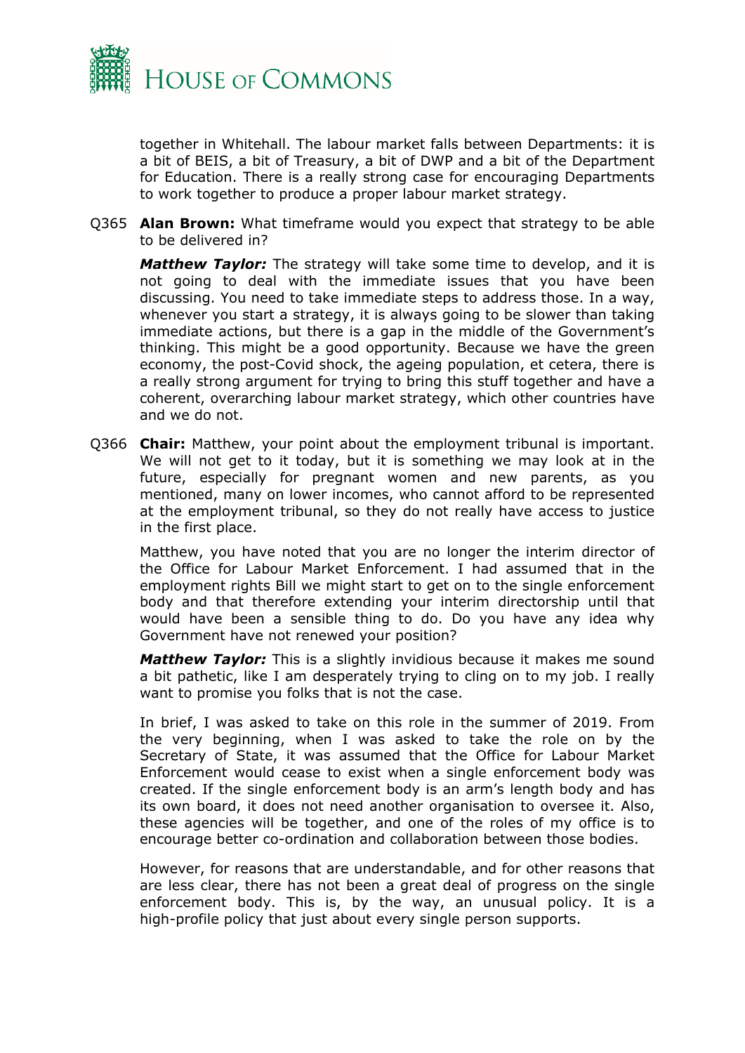together in Whitehall. The labour market falls between Departments: it is a bit of BEIS, a bit of Treasury, a bit of DWP and a bit of the Department for Education. There is a really strong case for encouraging Departments to work together to produce a proper labour market strategy.

Q365 **Alan Brown:** What timeframe would you expect that strategy to be able to be delivered in?

***Matthew Taylor:*** The strategy will take some time to develop, and it is not going to deal with the immediate issues that you have been discussing. You need to take immediate steps to address those. In a way, whenever you start a strategy, it is always going to be slower than taking immediate actions, but there is a gap in the middle of the Government's thinking. This might be a good opportunity. Because we have the green economy, the post-Covid shock, the ageing population, et cetera, there is a really strong argument for trying to bring this stuff together and have a coherent, overarching labour market strategy, which other countries have and we do not.

Q366 **Chair:** Matthew, your point about the employment tribunal is important. We will not get to it today, but it is something we may look at in the future, especially for pregnant women and new parents, as you mentioned, many on lower incomes, who cannot afford to be represented at the employment tribunal, so they do not really have access to justice in the first place.

Matthew, you have noted that you are no longer the interim director of the Office for Labour Market Enforcement. I had assumed that in the employment rights Bill we might start to get on to the single enforcement body and that therefore extending your interim directorship until that would have been a sensible thing to do. Do you have any idea why Government have not renewed your position?

***Matthew Taylor:*** This is a slightly invidious because it makes me sound a bit pathetic, like I am desperately trying to cling on to my job. I really want to promise you folks that is not the case.

In brief, I was asked to take on this role in the summer of 2019. From the very beginning, when I was asked to take the role on by the Secretary of State, it was assumed that the Office for Labour Market Enforcement would cease to exist when a single enforcement body was created. If the single enforcement body is an arm's length body and has its own board, it does not need another organisation to oversee it. Also, these agencies will be together, and one of the roles of my office is to encourage better co-ordination and collaboration between those bodies.

However, for reasons that are understandable, and for other reasons that are less clear, there has not been a great deal of progress on the single enforcement body. This is, by the way, an unusual policy. It is a high-profile policy that just about every single person supports.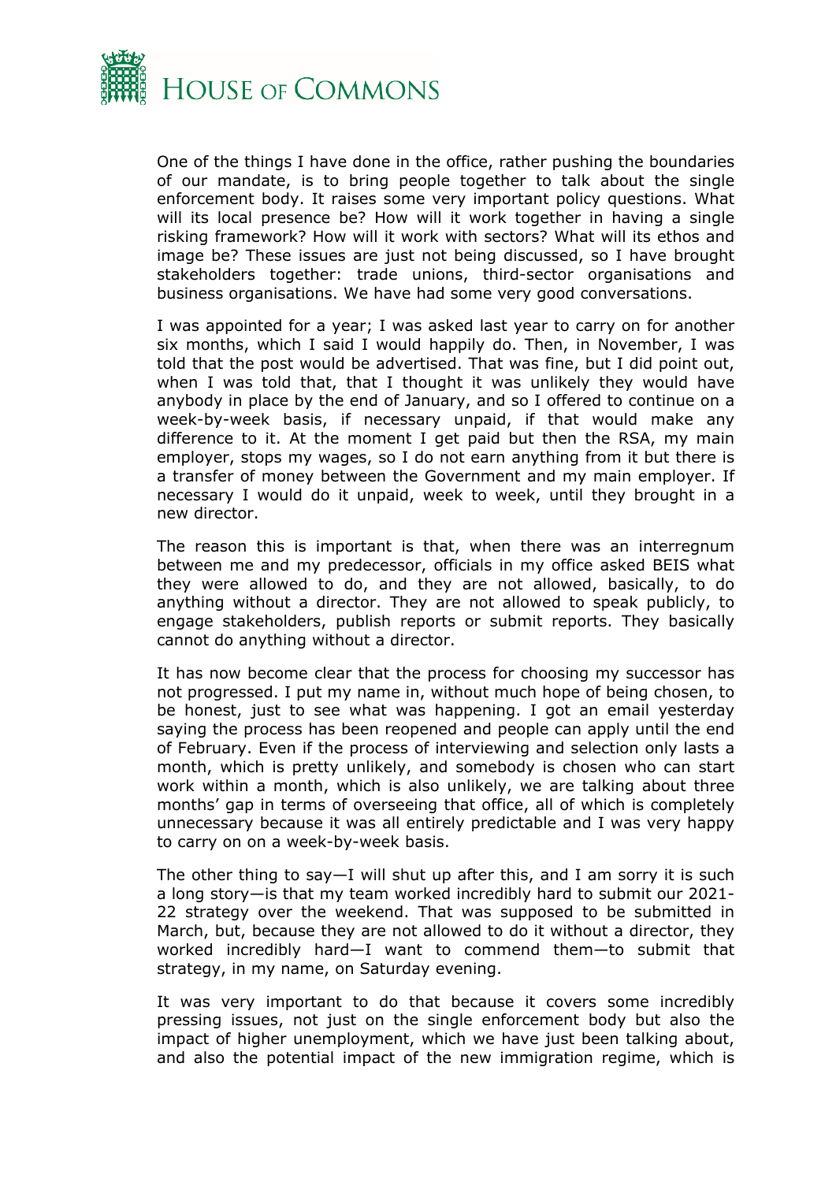One of the things I have done in the office, rather pushing the boundaries of our mandate, is to bring people together to talk about the single enforcement body. It raises some very important policy questions. What will its local presence be? How will it work together in having a single risking framework? How will it work with sectors? What will its ethos and image be? These issues are just not being discussed, so I have brought stakeholders together: trade unions, third-sector organisations and business organisations. We have had some very good conversations.

I was appointed for a year; I was asked last year to carry on for another six months, which I said I would happily do. Then, in November, I was told that the post would be advertised. That was fine, but I did point out, when I was told that, that I thought it was unlikely they would have anybody in place by the end of January, and so I offered to continue on a week-by-week basis, if necessary unpaid, if that would make any difference to it. At the moment I get paid but then the RSA, my main employer, stops my wages, so I do not earn anything from it but there is a transfer of money between the Government and my main employer. If necessary I would do it unpaid, week to week, until they brought in a new director.

The reason this is important is that, when there was an interregnum between me and my predecessor, officials in my office asked BEIS what they were allowed to do, and they are not allowed, basically, to do anything without a director. They are not allowed to speak publicly, to engage stakeholders, publish reports or submit reports. They basically cannot do anything without a director.

It has now become clear that the process for choosing my successor has not progressed. I put my name in, without much hope of being chosen, to be honest, just to see what was happening. I got an email yesterday saying the process has been reopened and people can apply until the end of February. Even if the process of interviewing and selection only lasts a month, which is pretty unlikely, and somebody is chosen who can start work within a month, which is also unlikely, we are talking about three months' gap in terms of overseeing that office, all of which is completely unnecessary because it was all entirely predictable and I was very happy to carry on on a week-by-week basis.

The other thing to say—I will shut up after this, and I am sorry it is such a long story—is that my team worked incredibly hard to submit our 2021-22 strategy over the weekend. That was supposed to be submitted in March, but, because they are not allowed to do it without a director, they worked incredibly hard—I want to commend them—to submit that strategy, in my name, on Saturday evening.

It was very important to do that because it covers some incredibly pressing issues, not just on the single enforcement body but also the impact of higher unemployment, which we have just been talking about, and also the potential impact of the new immigration regime, which is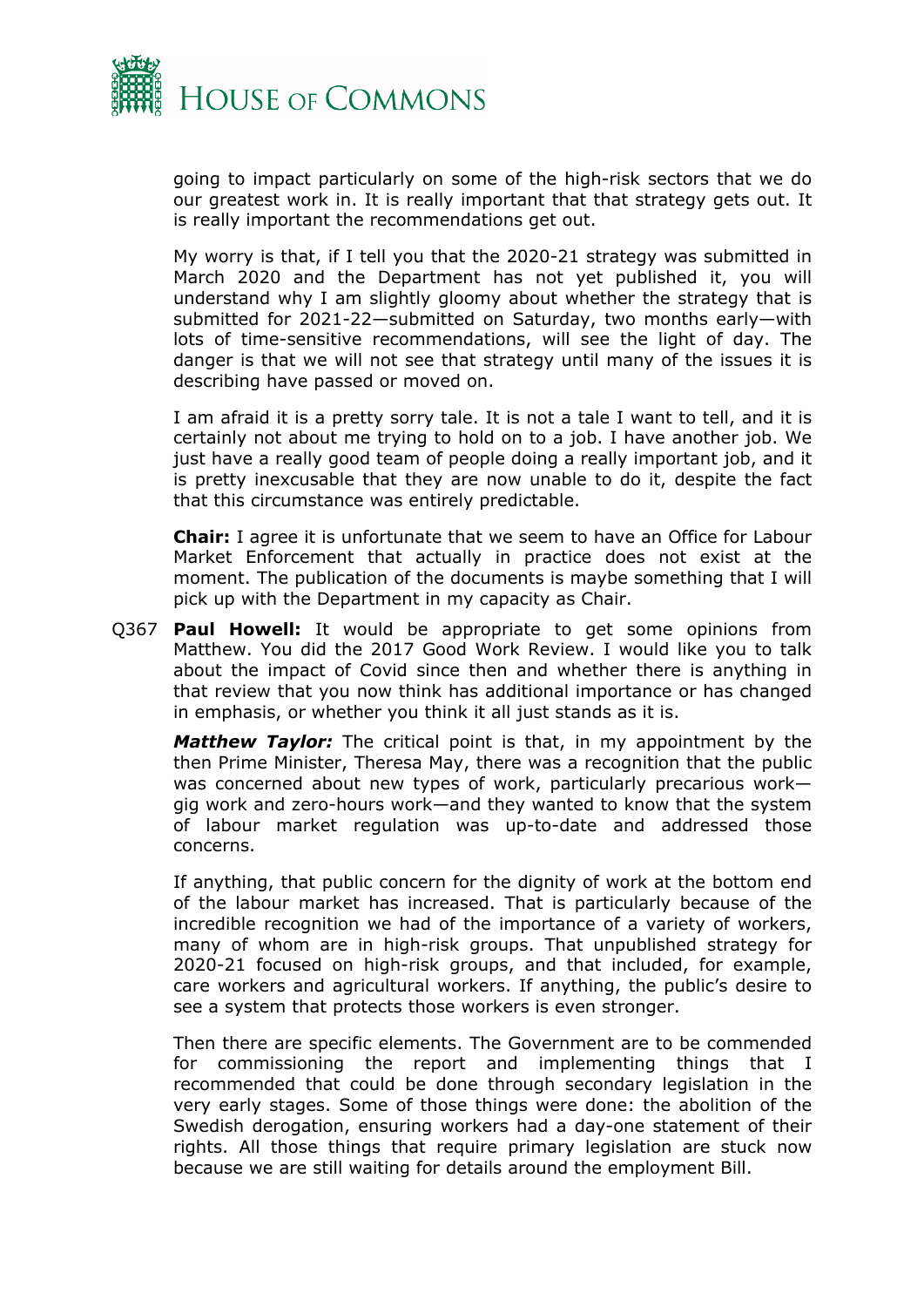going to impact particularly on some of the high-risk sectors that we do our greatest work in. It is really important that that strategy gets out. It is really important the recommendations get out.

My worry is that, if I tell you that the 2020-21 strategy was submitted in March 2020 and the Department has not yet published it, you will understand why I am slightly gloomy about whether the strategy that is submitted for 2021-22—submitted on Saturday, two months early—with lots of time-sensitive recommendations, will see the light of day. The danger is that we will not see that strategy until many of the issues it is describing have passed or moved on.

I am afraid it is a pretty sorry tale. It is not a tale I want to tell, and it is certainly not about me trying to hold on to a job. I have another job. We just have a really good team of people doing a really important job, and it is pretty inexcusable that they are now unable to do it, despite the fact that this circumstance was entirely predictable.

**Chair:** I agree it is unfortunate that we seem to have an Office for Labour Market Enforcement that actually in practice does not exist at the moment. The publication of the documents is maybe something that I will pick up with the Department in my capacity as Chair.

Q367 **Paul Howell:** It would be appropriate to get some opinions from Matthew. You did the 2017 Good Work Review. I would like you to talk about the impact of Covid since then and whether there is anything in that review that you now think has additional importance or has changed in emphasis, or whether you think it all just stands as it is.

***Matthew Taylor:*** The critical point is that, in my appointment by the then Prime Minister, Theresa May, there was a recognition that the public was concerned about new types of work, particularly precarious work—gig work and zero-hours work—and they wanted to know that the system of labour market regulation was up-to-date and addressed those concerns.

If anything, that public concern for the dignity of work at the bottom end of the labour market has increased. That is particularly because of the incredible recognition we had of the importance of a variety of workers, many of whom are in high-risk groups. That unpublished strategy for 2020-21 focused on high-risk groups, and that included, for example, care workers and agricultural workers. If anything, the public's desire to see a system that protects those workers is even stronger.

Then there are specific elements. The Government are to be commended for commissioning the report and implementing things that I recommended that could be done through secondary legislation in the very early stages. Some of those things were done: the abolition of the Swedish derogation, ensuring workers had a day-one statement of their rights. All those things that require primary legislation are stuck now because we are still waiting for details around the employment Bill.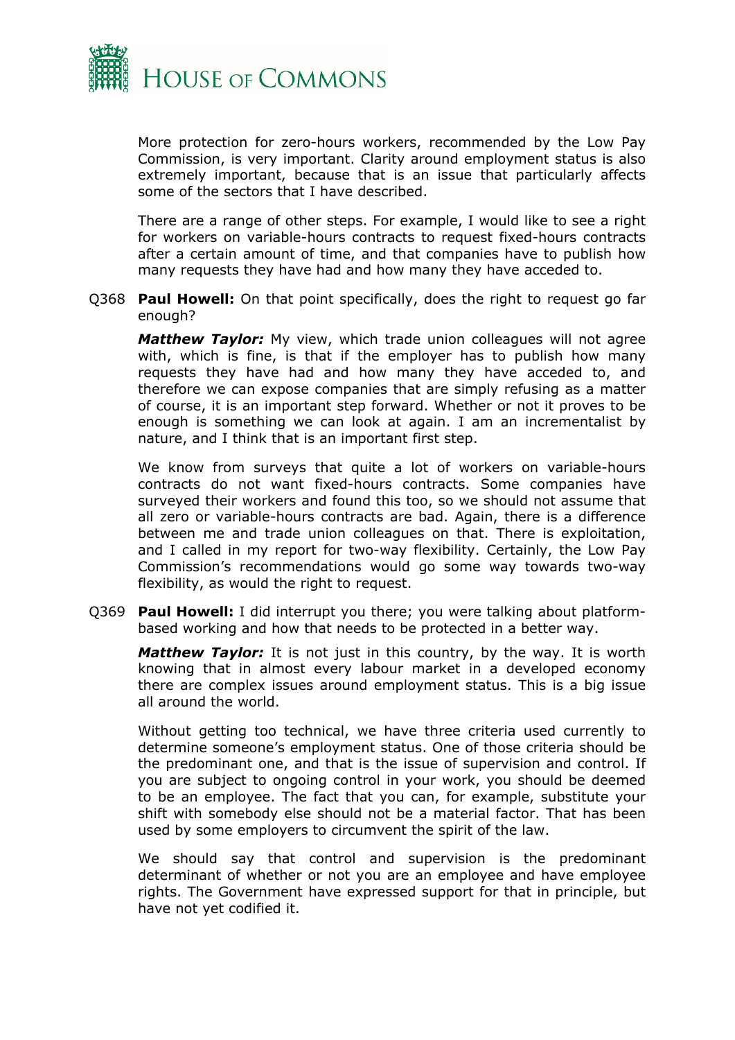More protection for zero-hours workers, recommended by the Low Pay Commission, is very important. Clarity around employment status is also extremely important, because that is an issue that particularly affects some of the sectors that I have described.

There are a range of other steps. For example, I would like to see a right for workers on variable-hours contracts to request fixed-hours contracts after a certain amount of time, and that companies have to publish how many requests they have had and how many they have acceded to.

Q368 **Paul Howell:** On that point specifically, does the right to request go far enough?

***Matthew Taylor:*** My view, which trade union colleagues will not agree with, which is fine, is that if the employer has to publish how many requests they have had and how many they have acceded to, and therefore we can expose companies that are simply refusing as a matter of course, it is an important step forward. Whether or not it proves to be enough is something we can look at again. I am an incrementalist by nature, and I think that is an important first step.

We know from surveys that quite a lot of workers on variable-hours contracts do not want fixed-hours contracts. Some companies have surveyed their workers and found this too, so we should not assume that all zero or variable-hours contracts are bad. Again, there is a difference between me and trade union colleagues on that. There is exploitation, and I called in my report for two-way flexibility. Certainly, the Low Pay Commission's recommendations would go some way towards two-way flexibility, as would the right to request.

Q369 **Paul Howell:** I did interrupt you there; you were talking about platform-based working and how that needs to be protected in a better way.

***Matthew Taylor:*** It is not just in this country, by the way. It is worth knowing that in almost every labour market in a developed economy there are complex issues around employment status. This is a big issue all around the world.

Without getting too technical, we have three criteria used currently to determine someone's employment status. One of those criteria should be the predominant one, and that is the issue of supervision and control. If you are subject to ongoing control in your work, you should be deemed to be an employee. The fact that you can, for example, substitute your shift with somebody else should not be a material factor. That has been used by some employers to circumvent the spirit of the law.

We should say that control and supervision is the predominant determinant of whether or not you are an employee and have employee rights. The Government have expressed support for that in principle, but have not yet codified it.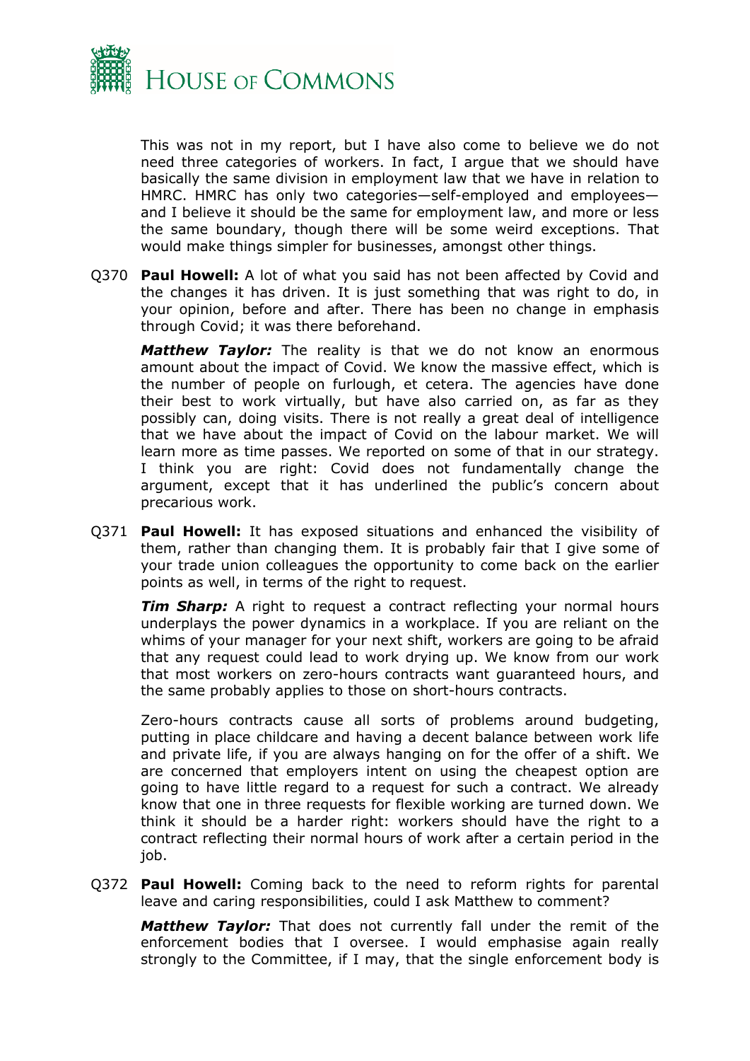This was not in my report, but I have also come to believe we do not need three categories of workers. In fact, I argue that we should have basically the same division in employment law that we have in relation to HMRC. HMRC has only two categories—self-employed and employees—and I believe it should be the same for employment law, and more or less the same boundary, though there will be some weird exceptions. That would make things simpler for businesses, amongst other things.

Q370 **Paul Howell:** A lot of what you said has not been affected by Covid and the changes it has driven. It is just something that was right to do, in your opinion, before and after. There has been no change in emphasis through Covid; it was there beforehand.

***Matthew Taylor:*** The reality is that we do not know an enormous amount about the impact of Covid. We know the massive effect, which is the number of people on furlough, et cetera. The agencies have done their best to work virtually, but have also carried on, as far as they possibly can, doing visits. There is not really a great deal of intelligence that we have about the impact of Covid on the labour market. We will learn more as time passes. We reported on some of that in our strategy. I think you are right: Covid does not fundamentally change the argument, except that it has underlined the public's concern about precarious work.

Q371 **Paul Howell:** It has exposed situations and enhanced the visibility of them, rather than changing them. It is probably fair that I give some of your trade union colleagues the opportunity to come back on the earlier points as well, in terms of the right to request.

***Tim Sharp:*** A right to request a contract reflecting your normal hours underplays the power dynamics in a workplace. If you are reliant on the whims of your manager for your next shift, workers are going to be afraid that any request could lead to work drying up. We know from our work that most workers on zero-hours contracts want guaranteed hours, and the same probably applies to those on short-hours contracts.

Zero-hours contracts cause all sorts of problems around budgeting, putting in place childcare and having a decent balance between work life and private life, if you are always hanging on for the offer of a shift. We are concerned that employers intent on using the cheapest option are going to have little regard to a request for such a contract. We already know that one in three requests for flexible working are turned down. We think it should be a harder right: workers should have the right to a contract reflecting their normal hours of work after a certain period in the job.

Q372 **Paul Howell:** Coming back to the need to reform rights for parental leave and caring responsibilities, could I ask Matthew to comment?

***Matthew Taylor:*** That does not currently fall under the remit of the enforcement bodies that I oversee. I would emphasise again really strongly to the Committee, if I may, that the single enforcement body is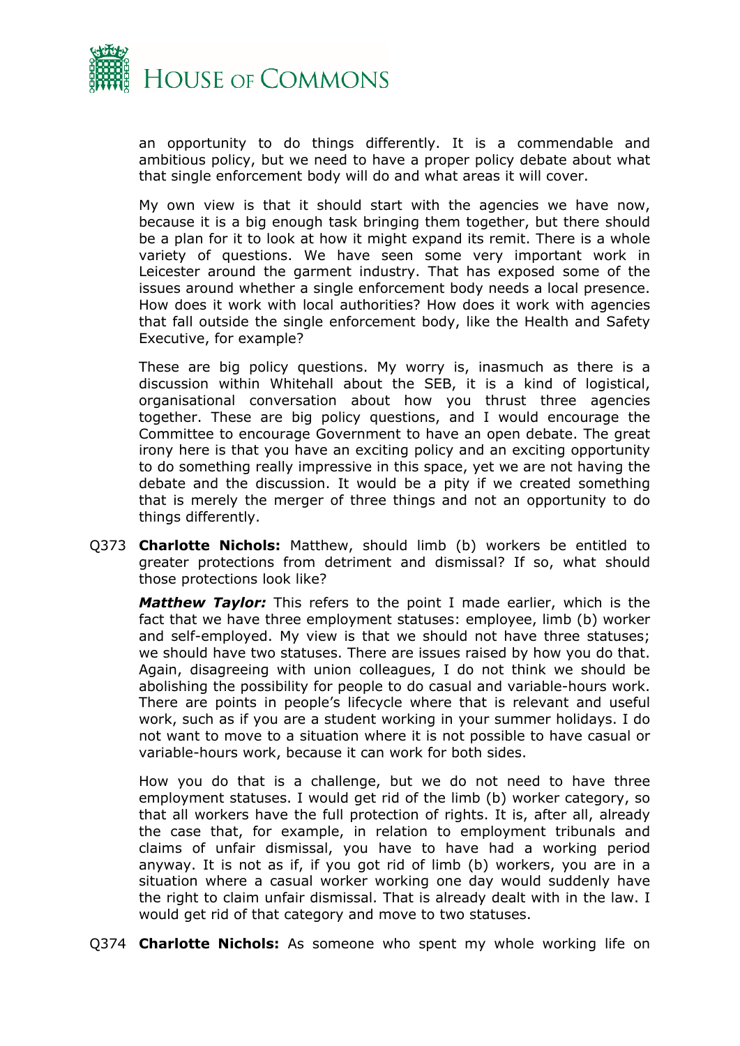an opportunity to do things differently. It is a commendable and ambitious policy, but we need to have a proper policy debate about what that single enforcement body will do and what areas it will cover.

My own view is that it should start with the agencies we have now, because it is a big enough task bringing them together, but there should be a plan for it to look at how it might expand its remit. There is a whole variety of questions. We have seen some very important work in Leicester around the garment industry. That has exposed some of the issues around whether a single enforcement body needs a local presence. How does it work with local authorities? How does it work with agencies that fall outside the single enforcement body, like the Health and Safety Executive, for example?

These are big policy questions. My worry is, inasmuch as there is a discussion within Whitehall about the SEB, it is a kind of logistical, organisational conversation about how you thrust three agencies together. These are big policy questions, and I would encourage the Committee to encourage Government to have an open debate. The great irony here is that you have an exciting policy and an exciting opportunity to do something really impressive in this space, yet we are not having the debate and the discussion. It would be a pity if we created something that is merely the merger of three things and not an opportunity to do things differently.

Q373 **Charlotte Nichols:** Matthew, should limb (b) workers be entitled to greater protections from detriment and dismissal? If so, what should those protections look like?

***Matthew Taylor:*** This refers to the point I made earlier, which is the fact that we have three employment statuses: employee, limb (b) worker and self-employed. My view is that we should not have three statuses; we should have two statuses. There are issues raised by how you do that. Again, disagreeing with union colleagues, I do not think we should be abolishing the possibility for people to do casual and variable-hours work. There are points in people's lifecycle where that is relevant and useful work, such as if you are a student working in your summer holidays. I do not want to move to a situation where it is not possible to have casual or variable-hours work, because it can work for both sides.

How you do that is a challenge, but we do not need to have three employment statuses. I would get rid of the limb (b) worker category, so that all workers have the full protection of rights. It is, after all, already the case that, for example, in relation to employment tribunals and claims of unfair dismissal, you have to have had a working period anyway. It is not as if, if you got rid of limb (b) workers, you are in a situation where a casual worker working one day would suddenly have the right to claim unfair dismissal. That is already dealt with in the law. I would get rid of that category and move to two statuses.

Q374 **Charlotte Nichols:** As someone who spent my whole working life on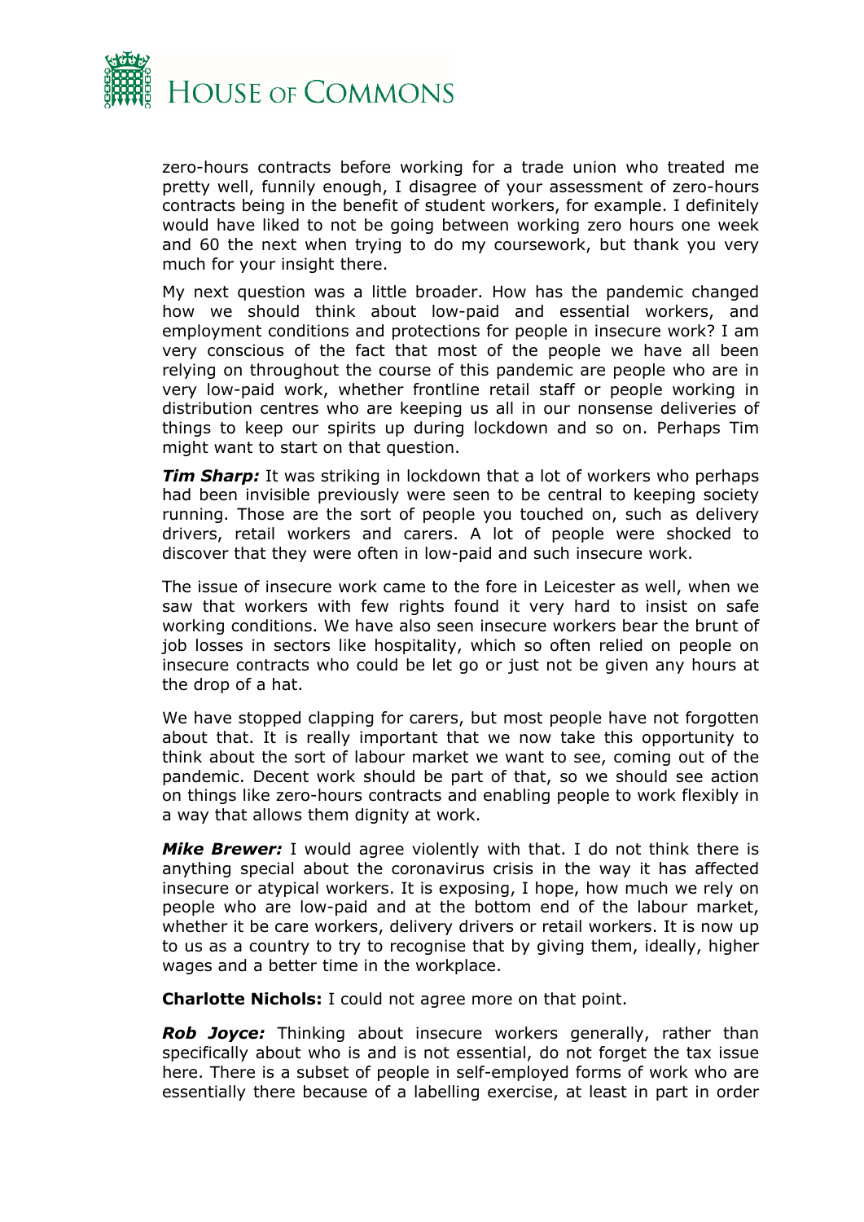zero-hours contracts before working for a trade union who treated me pretty well, funnily enough, I disagree of your assessment of zero-hours contracts being in the benefit of student workers, for example. I definitely would have liked to not be going between working zero hours one week and 60 the next when trying to do my coursework, but thank you very much for your insight there.

My next question was a little broader. How has the pandemic changed how we should think about low-paid and essential workers, and employment conditions and protections for people in insecure work? I am very conscious of the fact that most of the people we have all been relying on throughout the course of this pandemic are people who are in very low-paid work, whether frontline retail staff or people working in distribution centres who are keeping us all in our nonsense deliveries of things to keep our spirits up during lockdown and so on. Perhaps Tim might want to start on that question.

***Tim Sharp:*** It was striking in lockdown that a lot of workers who perhaps had been invisible previously were seen to be central to keeping society running. Those are the sort of people you touched on, such as delivery drivers, retail workers and carers. A lot of people were shocked to discover that they were often in low-paid and such insecure work.

The issue of insecure work came to the fore in Leicester as well, when we saw that workers with few rights found it very hard to insist on safe working conditions. We have also seen insecure workers bear the brunt of job losses in sectors like hospitality, which so often relied on people on insecure contracts who could be let go or just not be given any hours at the drop of a hat.

We have stopped clapping for carers, but most people have not forgotten about that. It is really important that we now take this opportunity to think about the sort of labour market we want to see, coming out of the pandemic. Decent work should be part of that, so we should see action on things like zero-hours contracts and enabling people to work flexibly in a way that allows them dignity at work.

***Mike Brewer:*** I would agree violently with that. I do not think there is anything special about the coronavirus crisis in the way it has affected insecure or atypical workers. It is exposing, I hope, how much we rely on people who are low-paid and at the bottom end of the labour market, whether it be care workers, delivery drivers or retail workers. It is now up to us as a country to try to recognise that by giving them, ideally, higher wages and a better time in the workplace.

**Charlotte Nichols:** I could not agree more on that point.

***Rob Joyce:*** Thinking about insecure workers generally, rather than specifically about who is and is not essential, do not forget the tax issue here. There is a subset of people in self-employed forms of work who are essentially there because of a labelling exercise, at least in part in order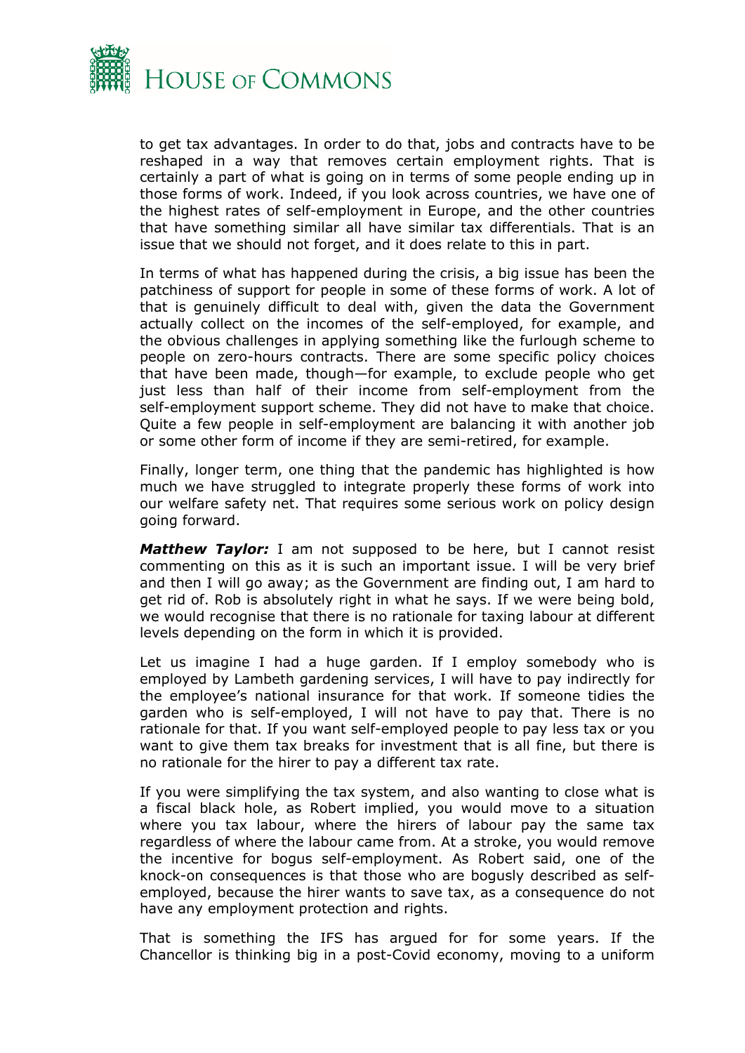to get tax advantages. In order to do that, jobs and contracts have to be reshaped in a way that removes certain employment rights. That is certainly a part of what is going on in terms of some people ending up in those forms of work. Indeed, if you look across countries, we have one of the highest rates of self-employment in Europe, and the other countries that have something similar all have similar tax differentials. That is an issue that we should not forget, and it does relate to this in part.

In terms of what has happened during the crisis, a big issue has been the patchiness of support for people in some of these forms of work. A lot of that is genuinely difficult to deal with, given the data the Government actually collect on the incomes of the self-employed, for example, and the obvious challenges in applying something like the furlough scheme to people on zero-hours contracts. There are some specific policy choices that have been made, though—for example, to exclude people who get just less than half of their income from self-employment from the self-employment support scheme. They did not have to make that choice. Quite a few people in self-employment are balancing it with another job or some other form of income if they are semi-retired, for example.

Finally, longer term, one thing that the pandemic has highlighted is how much we have struggled to integrate properly these forms of work into our welfare safety net. That requires some serious work on policy design going forward.

***Matthew Taylor:*** I am not supposed to be here, but I cannot resist commenting on this as it is such an important issue. I will be very brief and then I will go away; as the Government are finding out, I am hard to get rid of. Rob is absolutely right in what he says. If we were being bold, we would recognise that there is no rationale for taxing labour at different levels depending on the form in which it is provided.

Let us imagine I had a huge garden. If I employ somebody who is employed by Lambeth gardening services, I will have to pay indirectly for the employee's national insurance for that work. If someone tidies the garden who is self-employed, I will not have to pay that. There is no rationale for that. If you want self-employed people to pay less tax or you want to give them tax breaks for investment that is all fine, but there is no rationale for the hirer to pay a different tax rate.

If you were simplifying the tax system, and also wanting to close what is a fiscal black hole, as Robert implied, you would move to a situation where you tax labour, where the hirers of labour pay the same tax regardless of where the labour came from. At a stroke, you would remove the incentive for bogus self-employment. As Robert said, one of the knock-on consequences is that those who are bogusly described as self-employed, because the hirer wants to save tax, as a consequence do not have any employment protection and rights.

That is something the IFS has argued for for some years. If the Chancellor is thinking big in a post-Covid economy, moving to a uniform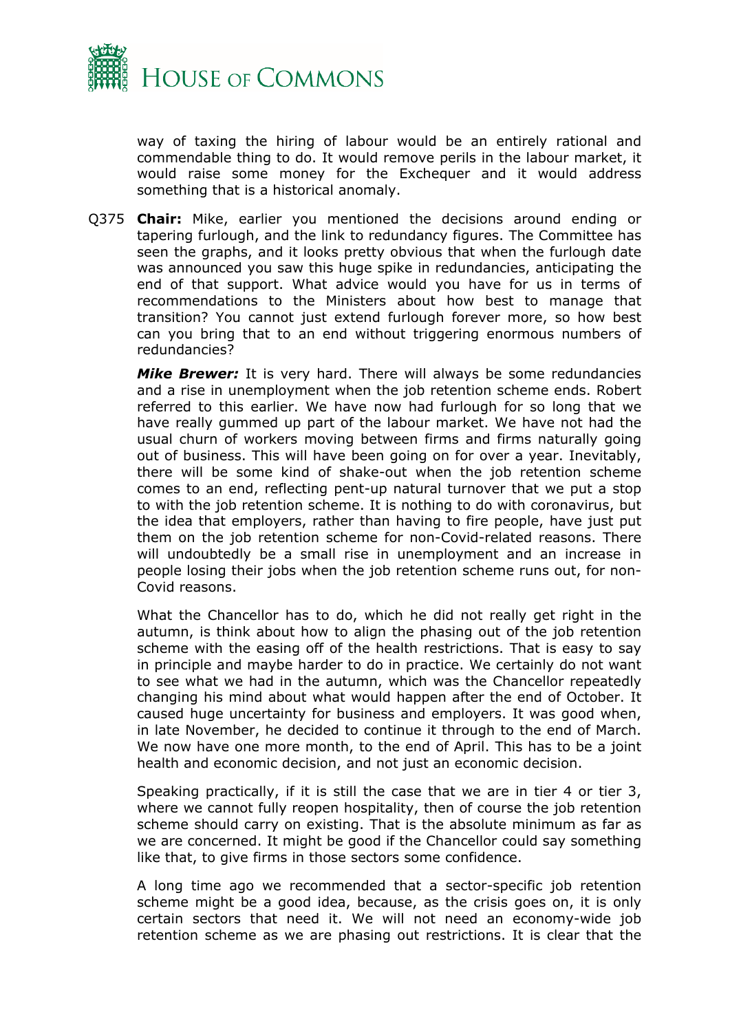way of taxing the hiring of labour would be an entirely rational and commendable thing to do. It would remove perils in the labour market, it would raise some money for the Exchequer and it would address something that is a historical anomaly.

Q375 **Chair:** Mike, earlier you mentioned the decisions around ending or tapering furlough, and the link to redundancy figures. The Committee has seen the graphs, and it looks pretty obvious that when the furlough date was announced you saw this huge spike in redundancies, anticipating the end of that support. What advice would you have for us in terms of recommendations to the Ministers about how best to manage that transition? You cannot just extend furlough forever more, so how best can you bring that to an end without triggering enormous numbers of redundancies?

***Mike Brewer:*** It is very hard. There will always be some redundancies and a rise in unemployment when the job retention scheme ends. Robert referred to this earlier. We have now had furlough for so long that we have really gummed up part of the labour market. We have not had the usual churn of workers moving between firms and firms naturally going out of business. This will have been going on for over a year. Inevitably, there will be some kind of shake-out when the job retention scheme comes to an end, reflecting pent-up natural turnover that we put a stop to with the job retention scheme. It is nothing to do with coronavirus, but the idea that employers, rather than having to fire people, have just put them on the job retention scheme for non-Covid-related reasons. There will undoubtedly be a small rise in unemployment and an increase in people losing their jobs when the job retention scheme runs out, for non-Covid reasons.

What the Chancellor has to do, which he did not really get right in the autumn, is think about how to align the phasing out of the job retention scheme with the easing off of the health restrictions. That is easy to say in principle and maybe harder to do in practice. We certainly do not want to see what we had in the autumn, which was the Chancellor repeatedly changing his mind about what would happen after the end of October. It caused huge uncertainty for business and employers. It was good when, in late November, he decided to continue it through to the end of March. We now have one more month, to the end of April. This has to be a joint health and economic decision, and not just an economic decision.

Speaking practically, if it is still the case that we are in tier 4 or tier 3, where we cannot fully reopen hospitality, then of course the job retention scheme should carry on existing. That is the absolute minimum as far as we are concerned. It might be good if the Chancellor could say something like that, to give firms in those sectors some confidence.

A long time ago we recommended that a sector-specific job retention scheme might be a good idea, because, as the crisis goes on, it is only certain sectors that need it. We will not need an economy-wide job retention scheme as we are phasing out restrictions. It is clear that the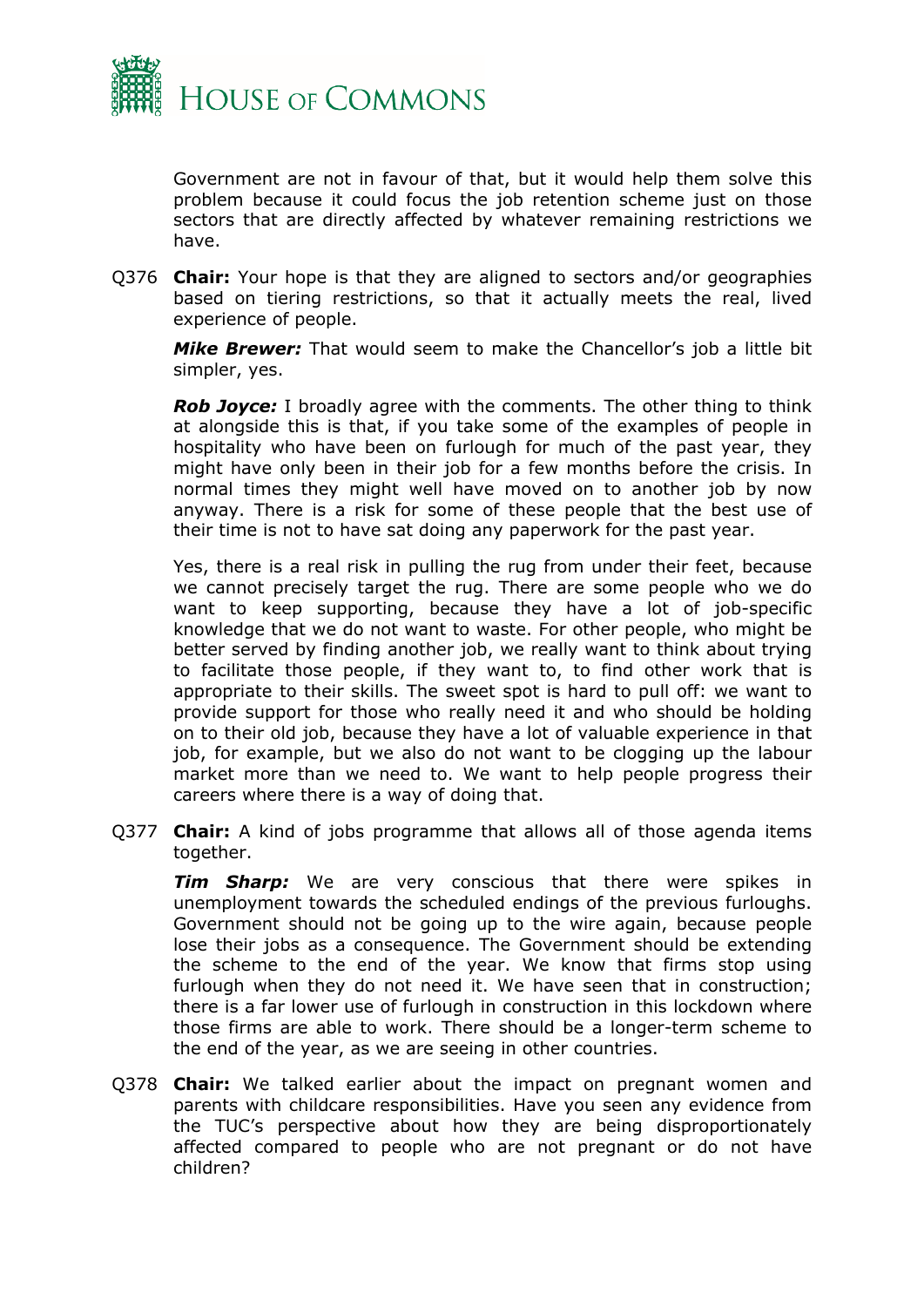Government are not in favour of that, but it would help them solve this problem because it could focus the job retention scheme just on those sectors that are directly affected by whatever remaining restrictions we have.

Q376 **Chair:** Your hope is that they are aligned to sectors and/or geographies based on tiering restrictions, so that it actually meets the real, lived experience of people.

***Mike Brewer:*** That would seem to make the Chancellor's job a little bit simpler, yes.

***Rob Joyce:*** I broadly agree with the comments. The other thing to think at alongside this is that, if you take some of the examples of people in hospitality who have been on furlough for much of the past year, they might have only been in their job for a few months before the crisis. In normal times they might well have moved on to another job by now anyway. There is a risk for some of these people that the best use of their time is not to have sat doing any paperwork for the past year.

Yes, there is a real risk in pulling the rug from under their feet, because we cannot precisely target the rug. There are some people who we do want to keep supporting, because they have a lot of job-specific knowledge that we do not want to waste. For other people, who might be better served by finding another job, we really want to think about trying to facilitate those people, if they want to, to find other work that is appropriate to their skills. The sweet spot is hard to pull off: we want to provide support for those who really need it and who should be holding on to their old job, because they have a lot of valuable experience in that job, for example, but we also do not want to be clogging up the labour market more than we need to. We want to help people progress their careers where there is a way of doing that.

Q377 **Chair:** A kind of jobs programme that allows all of those agenda items together.

***Tim Sharp:*** We are very conscious that there were spikes in unemployment towards the scheduled endings of the previous furloughs. Government should not be going up to the wire again, because people lose their jobs as a consequence. The Government should be extending the scheme to the end of the year. We know that firms stop using furlough when they do not need it. We have seen that in construction; there is a far lower use of furlough in construction in this lockdown where those firms are able to work. There should be a longer-term scheme to the end of the year, as we are seeing in other countries.

Q378 **Chair:** We talked earlier about the impact on pregnant women and parents with childcare responsibilities. Have you seen any evidence from the TUC's perspective about how they are being disproportionately affected compared to people who are not pregnant or do not have children?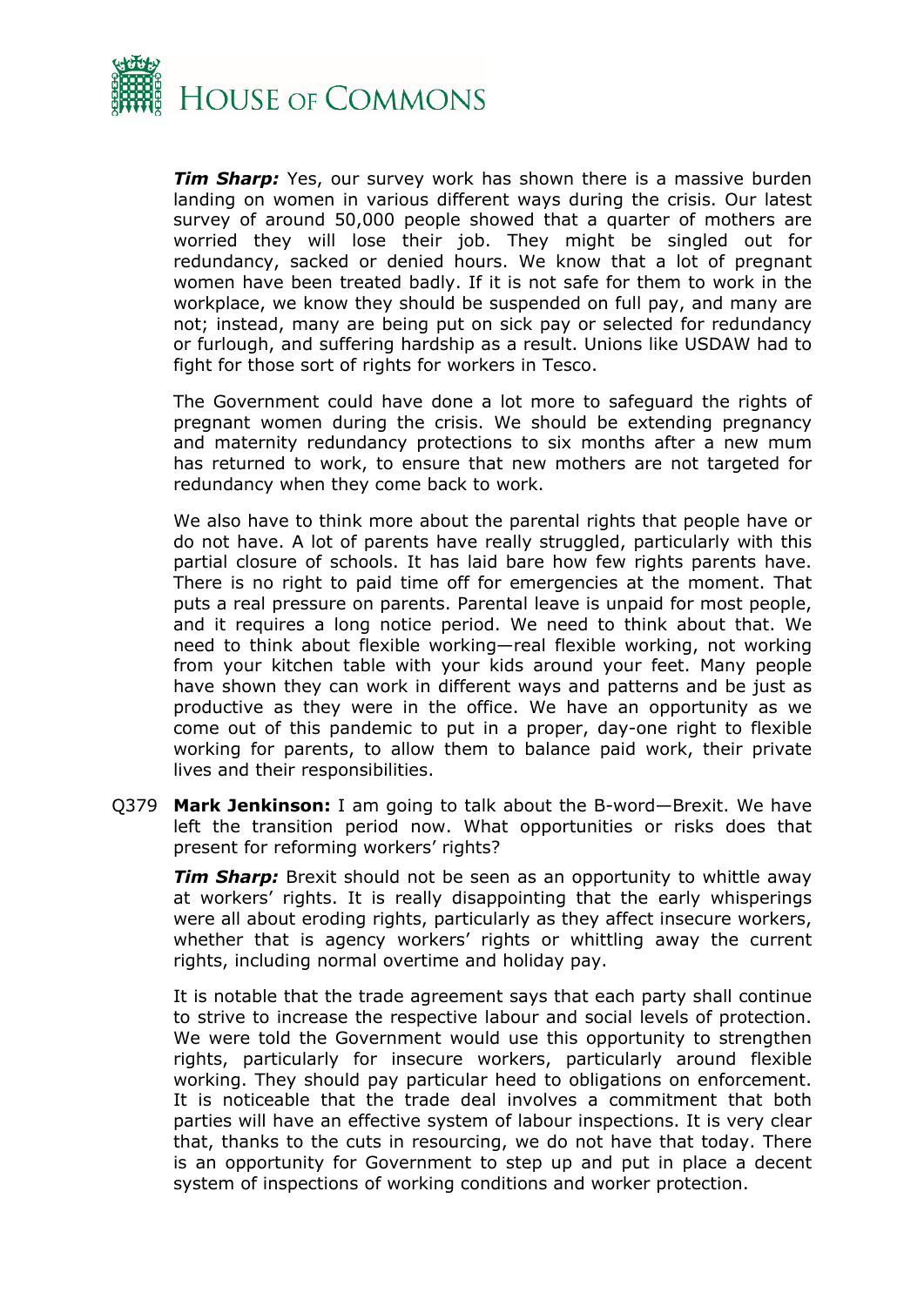***Tim Sharp:*** Yes, our survey work has shown there is a massive burden landing on women in various different ways during the crisis. Our latest survey of around 50,000 people showed that a quarter of mothers are worried they will lose their job. They might be singled out for redundancy, sacked or denied hours. We know that a lot of pregnant women have been treated badly. If it is not safe for them to work in the workplace, we know they should be suspended on full pay, and many are not; instead, many are being put on sick pay or selected for redundancy or furlough, and suffering hardship as a result. Unions like USDAW had to fight for those sort of rights for workers in Tesco.

The Government could have done a lot more to safeguard the rights of pregnant women during the crisis. We should be extending pregnancy and maternity redundancy protections to six months after a new mum has returned to work, to ensure that new mothers are not targeted for redundancy when they come back to work.

We also have to think more about the parental rights that people have or do not have. A lot of parents have really struggled, particularly with this partial closure of schools. It has laid bare how few rights parents have. There is no right to paid time off for emergencies at the moment. That puts a real pressure on parents. Parental leave is unpaid for most people, and it requires a long notice period. We need to think about that. We need to think about flexible working—real flexible working, not working from your kitchen table with your kids around your feet. Many people have shown they can work in different ways and patterns and be just as productive as they were in the office. We have an opportunity as we come out of this pandemic to put in a proper, day-one right to flexible working for parents, to allow them to balance paid work, their private lives and their responsibilities.

Q379 **Mark Jenkinson:** I am going to talk about the B-word—Brexit. We have left the transition period now. What opportunities or risks does that present for reforming workers' rights?

***Tim Sharp:*** Brexit should not be seen as an opportunity to whittle away at workers' rights. It is really disappointing that the early whisperings were all about eroding rights, particularly as they affect insecure workers, whether that is agency workers' rights or whittling away the current rights, including normal overtime and holiday pay.

It is notable that the trade agreement says that each party shall continue to strive to increase the respective labour and social levels of protection. We were told the Government would use this opportunity to strengthen rights, particularly for insecure workers, particularly around flexible working. They should pay particular heed to obligations on enforcement. It is noticeable that the trade deal involves a commitment that both parties will have an effective system of labour inspections. It is very clear that, thanks to the cuts in resourcing, we do not have that today. There is an opportunity for Government to step up and put in place a decent system of inspections of working conditions and worker protection.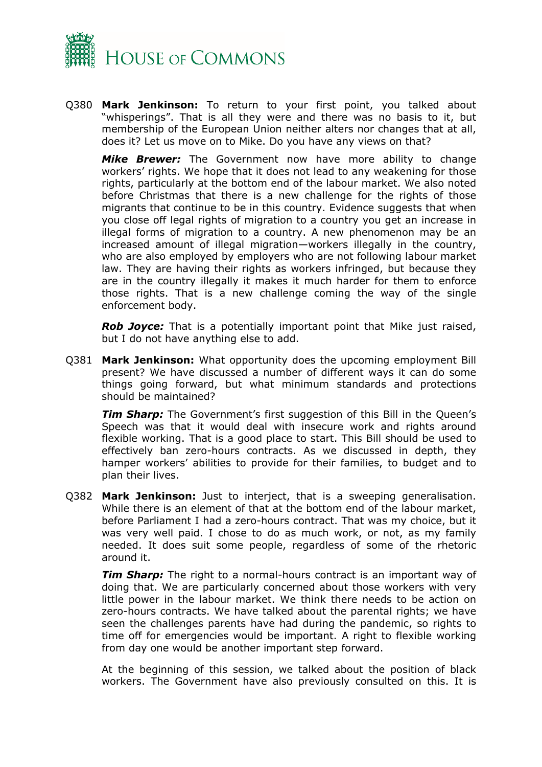Q380 **Mark Jenkinson:** To return to your first point, you talked about "whisperings". That is all they were and there was no basis to it, but membership of the European Union neither alters nor changes that at all, does it? Let us move on to Mike. Do you have any views on that?

***Mike Brewer:*** The Government now have more ability to change workers' rights. We hope that it does not lead to any weakening for those rights, particularly at the bottom end of the labour market. We also noted before Christmas that there is a new challenge for the rights of those migrants that continue to be in this country. Evidence suggests that when you close off legal rights of migration to a country you get an increase in illegal forms of migration to a country. A new phenomenon may be an increased amount of illegal migration—workers illegally in the country, who are also employed by employers who are not following labour market law. They are having their rights as workers infringed, but because they are in the country illegally it makes it much harder for them to enforce those rights. That is a new challenge coming the way of the single enforcement body.

***Rob Joyce:*** That is a potentially important point that Mike just raised, but I do not have anything else to add.

Q381 **Mark Jenkinson:** What opportunity does the upcoming employment Bill present? We have discussed a number of different ways it can do some things going forward, but what minimum standards and protections should be maintained?

***Tim Sharp:*** The Government's first suggestion of this Bill in the Queen's Speech was that it would deal with insecure work and rights around flexible working. That is a good place to start. This Bill should be used to effectively ban zero-hours contracts. As we discussed in depth, they hamper workers' abilities to provide for their families, to budget and to plan their lives.

Q382 **Mark Jenkinson:** Just to interject, that is a sweeping generalisation. While there is an element of that at the bottom end of the labour market, before Parliament I had a zero-hours contract. That was my choice, but it was very well paid. I chose to do as much work, or not, as my family needed. It does suit some people, regardless of some of the rhetoric around it.

***Tim Sharp:*** The right to a normal-hours contract is an important way of doing that. We are particularly concerned about those workers with very little power in the labour market. We think there needs to be action on zero-hours contracts. We have talked about the parental rights; we have seen the challenges parents have had during the pandemic, so rights to time off for emergencies would be important. A right to flexible working from day one would be another important step forward.

At the beginning of this session, we talked about the position of black workers. The Government have also previously consulted on this. It is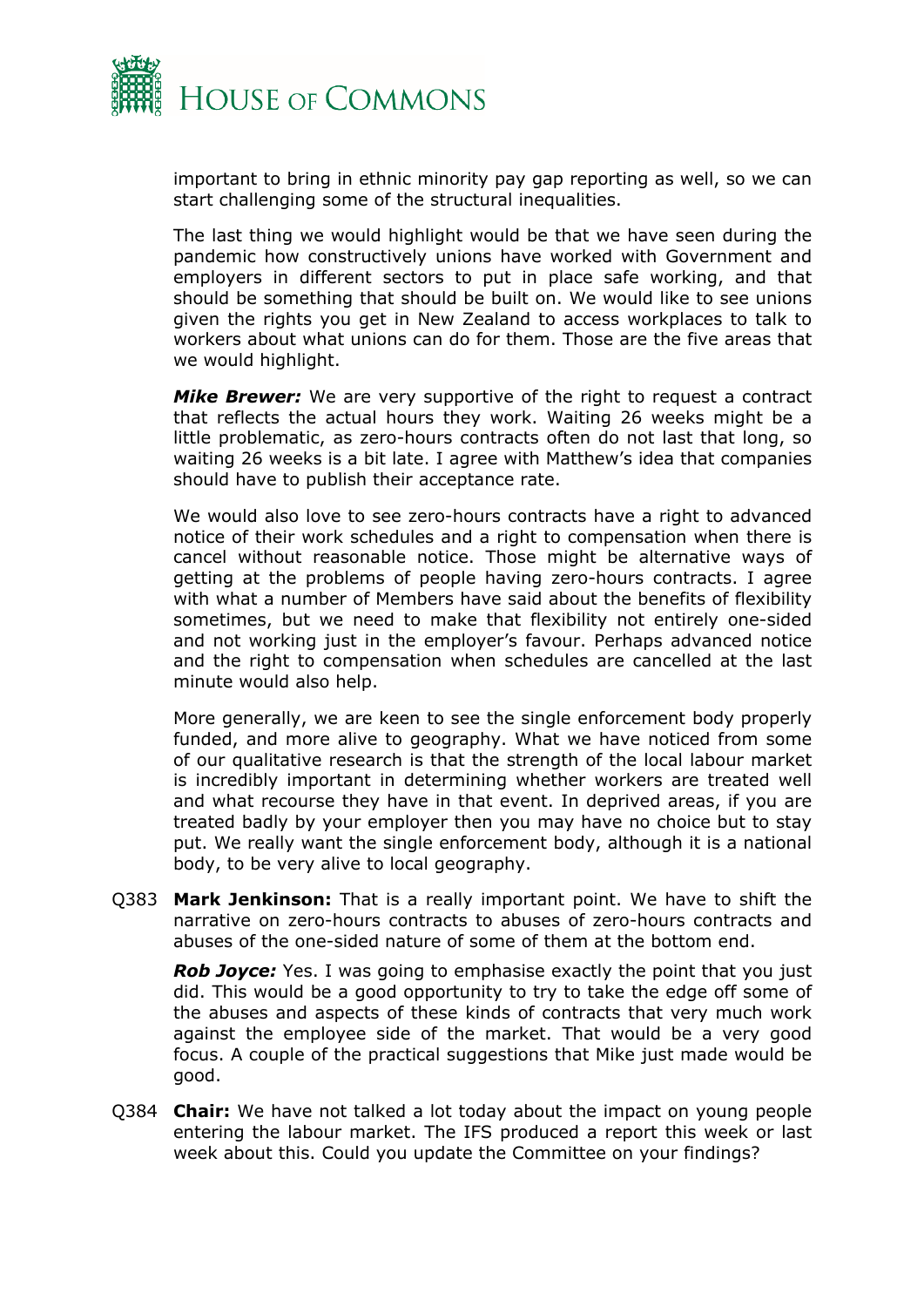important to bring in ethnic minority pay gap reporting as well, so we can start challenging some of the structural inequalities.

The last thing we would highlight would be that we have seen during the pandemic how constructively unions have worked with Government and employers in different sectors to put in place safe working, and that should be something that should be built on. We would like to see unions given the rights you get in New Zealand to access workplaces to talk to workers about what unions can do for them. Those are the five areas that we would highlight.

***Mike Brewer:*** We are very supportive of the right to request a contract that reflects the actual hours they work. Waiting 26 weeks might be a little problematic, as zero-hours contracts often do not last that long, so waiting 26 weeks is a bit late. I agree with Matthew's idea that companies should have to publish their acceptance rate.

We would also love to see zero-hours contracts have a right to advanced notice of their work schedules and a right to compensation when there is cancel without reasonable notice. Those might be alternative ways of getting at the problems of people having zero-hours contracts. I agree with what a number of Members have said about the benefits of flexibility sometimes, but we need to make that flexibility not entirely one-sided and not working just in the employer's favour. Perhaps advanced notice and the right to compensation when schedules are cancelled at the last minute would also help.

More generally, we are keen to see the single enforcement body properly funded, and more alive to geography. What we have noticed from some of our qualitative research is that the strength of the local labour market is incredibly important in determining whether workers are treated well and what recourse they have in that event. In deprived areas, if you are treated badly by your employer then you may have no choice but to stay put. We really want the single enforcement body, although it is a national body, to be very alive to local geography.

Q383 **Mark Jenkinson:** That is a really important point. We have to shift the narrative on zero-hours contracts to abuses of zero-hours contracts and abuses of the one-sided nature of some of them at the bottom end.

***Rob Joyce:*** Yes. I was going to emphasise exactly the point that you just did. This would be a good opportunity to try to take the edge off some of the abuses and aspects of these kinds of contracts that very much work against the employee side of the market. That would be a very good focus. A couple of the practical suggestions that Mike just made would be good.

Q384 **Chair:** We have not talked a lot today about the impact on young people entering the labour market. The IFS produced a report this week or last week about this. Could you update the Committee on your findings?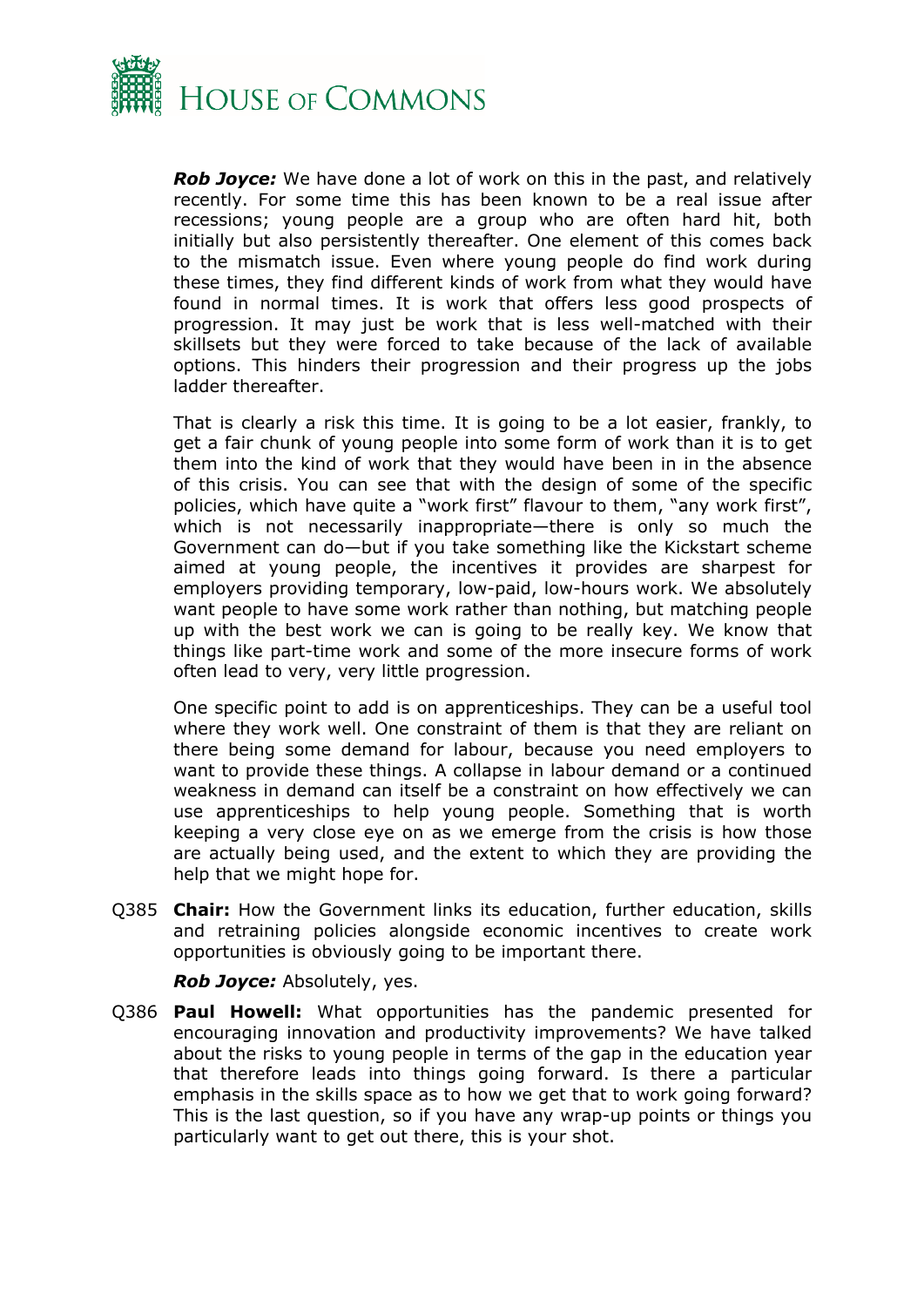***Rob Joyce:*** We have done a lot of work on this in the past, and relatively recently. For some time this has been known to be a real issue after recessions; young people are a group who are often hard hit, both initially but also persistently thereafter. One element of this comes back to the mismatch issue. Even where young people do find work during these times, they find different kinds of work from what they would have found in normal times. It is work that offers less good prospects of progression. It may just be work that is less well-matched with their skillsets but they were forced to take because of the lack of available options. This hinders their progression and their progress up the jobs ladder thereafter.

That is clearly a risk this time. It is going to be a lot easier, frankly, to get a fair chunk of young people into some form of work than it is to get them into the kind of work that they would have been in in the absence of this crisis. You can see that with the design of some of the specific policies, which have quite a "work first" flavour to them, "any work first", which is not necessarily inappropriate—there is only so much the Government can do—but if you take something like the Kickstart scheme aimed at young people, the incentives it provides are sharpest for employers providing temporary, low-paid, low-hours work. We absolutely want people to have some work rather than nothing, but matching people up with the best work we can is going to be really key. We know that things like part-time work and some of the more insecure forms of work often lead to very, very little progression.

One specific point to add is on apprenticeships. They can be a useful tool where they work well. One constraint of them is that they are reliant on there being some demand for labour, because you need employers to want to provide these things. A collapse in labour demand or a continued weakness in demand can itself be a constraint on how effectively we can use apprenticeships to help young people. Something that is worth keeping a very close eye on as we emerge from the crisis is how those are actually being used, and the extent to which they are providing the help that we might hope for.

Q385 **Chair:** How the Government links its education, further education, skills and retraining policies alongside economic incentives to create work opportunities is obviously going to be important there.

***Rob Joyce:*** Absolutely, yes.

Q386 **Paul Howell:** What opportunities has the pandemic presented for encouraging innovation and productivity improvements? We have talked about the risks to young people in terms of the gap in the education year that therefore leads into things going forward. Is there a particular emphasis in the skills space as to how we get that to work going forward? This is the last question, so if you have any wrap-up points or things you particularly want to get out there, this is your shot.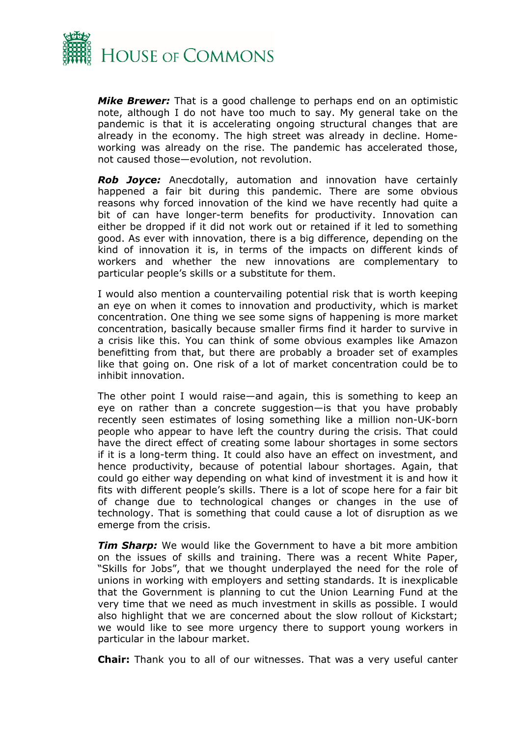***Mike Brewer:*** That is a good challenge to perhaps end on an optimistic note, although I do not have too much to say. My general take on the pandemic is that it is accelerating ongoing structural changes that are already in the economy. The high street was already in decline. Home-working was already on the rise. The pandemic has accelerated those, not caused those—evolution, not revolution.

***Rob Joyce:*** Anecdotally, automation and innovation have certainly happened a fair bit during this pandemic. There are some obvious reasons why forced innovation of the kind we have recently had quite a bit of can have longer-term benefits for productivity. Innovation can either be dropped if it did not work out or retained if it led to something good. As ever with innovation, there is a big difference, depending on the kind of innovation it is, in terms of the impacts on different kinds of workers and whether the new innovations are complementary to particular people's skills or a substitute for them.

I would also mention a countervailing potential risk that is worth keeping an eye on when it comes to innovation and productivity, which is market concentration. One thing we see some signs of happening is more market concentration, basically because smaller firms find it harder to survive in a crisis like this. You can think of some obvious examples like Amazon benefitting from that, but there are probably a broader set of examples like that going on. One risk of a lot of market concentration could be to inhibit innovation.

The other point I would raise—and again, this is something to keep an eye on rather than a concrete suggestion—is that you have probably recently seen estimates of losing something like a million non-UK-born people who appear to have left the country during the crisis. That could have the direct effect of creating some labour shortages in some sectors if it is a long-term thing. It could also have an effect on investment, and hence productivity, because of potential labour shortages. Again, that could go either way depending on what kind of investment it is and how it fits with different people's skills. There is a lot of scope here for a fair bit of change due to technological changes or changes in the use of technology. That is something that could cause a lot of disruption as we emerge from the crisis.

***Tim Sharp:*** We would like the Government to have a bit more ambition on the issues of skills and training. There was a recent White Paper, "Skills for Jobs", that we thought underplayed the need for the role of unions in working with employers and setting standards. It is inexplicable that the Government is planning to cut the Union Learning Fund at the very time that we need as much investment in skills as possible. I would also highlight that we are concerned about the slow rollout of Kickstart; we would like to see more urgency there to support young workers in particular in the labour market.

**Chair:** Thank you to all of our witnesses. That was a very useful canter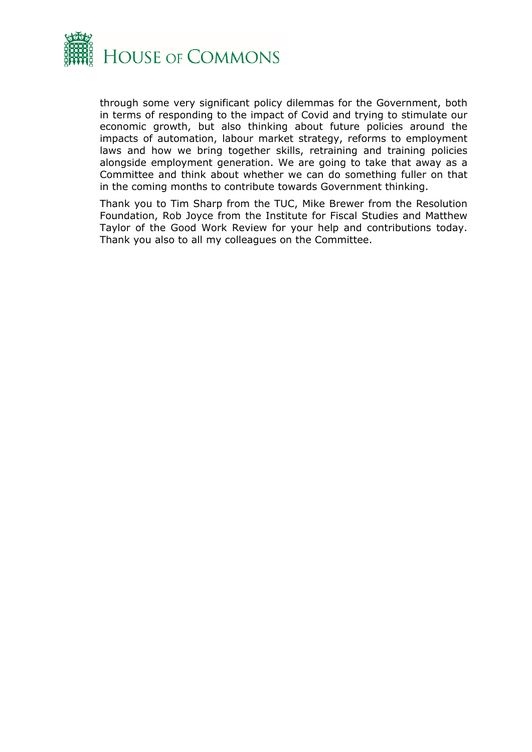through some very significant policy dilemmas for the Government, both in terms of responding to the impact of Covid and trying to stimulate our economic growth, but also thinking about future policies around the impacts of automation, labour market strategy, reforms to employment laws and how we bring together skills, retraining and training policies alongside employment generation. We are going to take that away as a Committee and think about whether we can do something fuller on that in the coming months to contribute towards Government thinking.

Thank you to Tim Sharp from the TUC, Mike Brewer from the Resolution Foundation, Rob Joyce from the Institute for Fiscal Studies and Matthew Taylor of the Good Work Review for your help and contributions today. Thank you also to all my colleagues on the Committee.